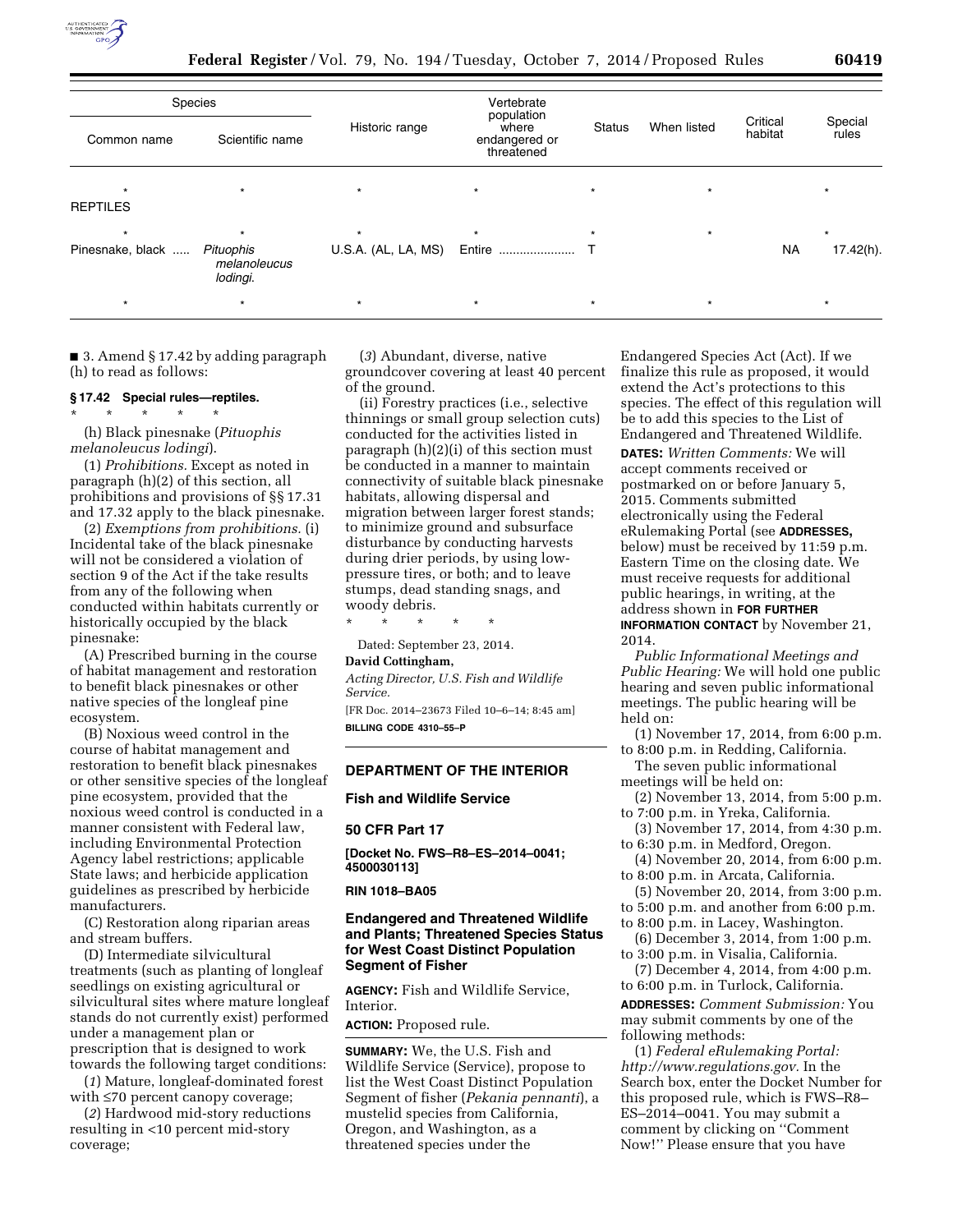| Species | | Historic range | Vertebrate population where endangered or threatened | Status | When listed | Critical habitat | Special rules |
|---|---|---|---|---|---|---|---|
| Common name | Scientific name | | | | | | |
| * | * | * | * | * | * | | * |
| REPTILES | | | | | | | |
| * | * | * | * | * | * | | * |
| Pinesnake, black ..... | *Pituophis melanoleucus lodingi.* | U.S.A. (AL, LA, MS) | Entire ..................... | T | | NA | 17.42(h). |
| * | * | * | * | * | * | | * |

■ 3. Amend § 17.42 by adding paragraph (h) to read as follows:

**§ 17.42 Special rules—reptiles.**

\* \* \* \* \*

(h) Black pinesnake (*Pituophis melanoleucus lodingi*).

(1) *Prohibitions.* Except as noted in paragraph (h)(2) of this section, all prohibitions and provisions of §§ 17.31 and 17.32 apply to the black pinesnake.

(2) *Exemptions from prohibitions.* (i) Incidental take of the black pinesnake will not be considered a violation of section 9 of the Act if the take results from any of the following when conducted within habitats currently or historically occupied by the black pinesnake:

(A) Prescribed burning in the course of habitat management and restoration to benefit black pinesnakes or other native species of the longleaf pine ecosystem.

(B) Noxious weed control in the course of habitat management and restoration to benefit black pinesnakes or other sensitive species of the longleaf pine ecosystem, provided that the noxious weed control is conducted in a manner consistent with Federal law, including Environmental Protection Agency label restrictions; applicable State laws; and herbicide application guidelines as prescribed by herbicide manufacturers.

(C) Restoration along riparian areas and stream buffers.

(D) Intermediate silvicultural treatments (such as planting of longleaf seedlings on existing agricultural or silvicultural sites where mature longleaf stands do not currently exist) performed under a management plan or prescription that is designed to work towards the following target conditions:

(*1*) Mature, longleaf-dominated forest with ≤70 percent canopy coverage;

(*2*) Hardwood mid-story reductions resulting in <10 percent mid-story coverage;

(*3*) Abundant, diverse, native groundcover covering at least 40 percent of the ground.

(ii) Forestry practices (i.e., selective thinnings or small group selection cuts) conducted for the activities listed in paragraph (h)(2)(i) of this section must be conducted in a manner to maintain connectivity of suitable black pinesnake habitats, allowing dispersal and migration between larger forest stands; to minimize ground and subsurface disturbance by conducting harvests during drier periods, by using low-pressure tires, or both; and to leave stumps, dead standing snags, and woody debris.

\* \* \* \* \*

Dated: September 23, 2014.

**David Cottingham,**

*Acting Director, U.S. Fish and Wildlife Service.*

[FR Doc. 2014–23673 Filed 10–6–14; 8:45 am]

**BILLING CODE 4310–55–P**

## DEPARTMENT OF THE INTERIOR

### Fish and Wildlife Service

### 50 CFR Part 17

**[Docket No. FWS–R8–ES–2014–0041; 4500030113]**

**RIN 1018–BA05**

### Endangered and Threatened Wildlife and Plants; Threatened Species Status for West Coast Distinct Population Segment of Fisher

**AGENCY:** Fish and Wildlife Service, Interior.

**ACTION:** Proposed rule.

**SUMMARY:** We, the U.S. Fish and Wildlife Service (Service), propose to list the West Coast Distinct Population Segment of fisher (*Pekania pennanti*), a mustelid species from California, Oregon, and Washington, as a threatened species under the Endangered Species Act (Act). If we finalize this rule as proposed, it would extend the Act's protections to this species. The effect of this regulation will be to add this species to the List of Endangered and Threatened Wildlife.

**DATES:** *Written Comments:* We will accept comments received or postmarked on or before January 5, 2015. Comments submitted electronically using the Federal eRulemaking Portal (see **ADDRESSES,** below) must be received by 11:59 p.m. Eastern Time on the closing date. We must receive requests for additional public hearings, in writing, at the address shown in **FOR FURTHER INFORMATION CONTACT** by November 21, 2014.

*Public Informational Meetings and Public Hearing:* We will hold one public hearing and seven public informational meetings. The public hearing will be held on:

(1) November 17, 2014, from 6:00 p.m. to 8:00 p.m. in Redding, California.

The seven public informational meetings will be held on:

(2) November 13, 2014, from 5:00 p.m. to 7:00 p.m. in Yreka, California.

(3) November 17, 2014, from 4:30 p.m. to 6:30 p.m. in Medford, Oregon.

(4) November 20, 2014, from 6:00 p.m. to 8:00 p.m. in Arcata, California.

(5) November 20, 2014, from 3:00 p.m. to 5:00 p.m. and another from 6:00 p.m. to 8:00 p.m. in Lacey, Washington.

(6) December 3, 2014, from 1:00 p.m. to 3:00 p.m. in Visalia, California.

(7) December 4, 2014, from 4:00 p.m. to 6:00 p.m. in Turlock, California.

**ADDRESSES:** *Comment Submission:* You may submit comments by one of the following methods:

(1) *Federal eRulemaking Portal: http://www.regulations.gov.* In the Search box, enter the Docket Number for this proposed rule, which is FWS–R8–ES–2014–0041. You may submit a comment by clicking on ''Comment Now!'' Please ensure that you have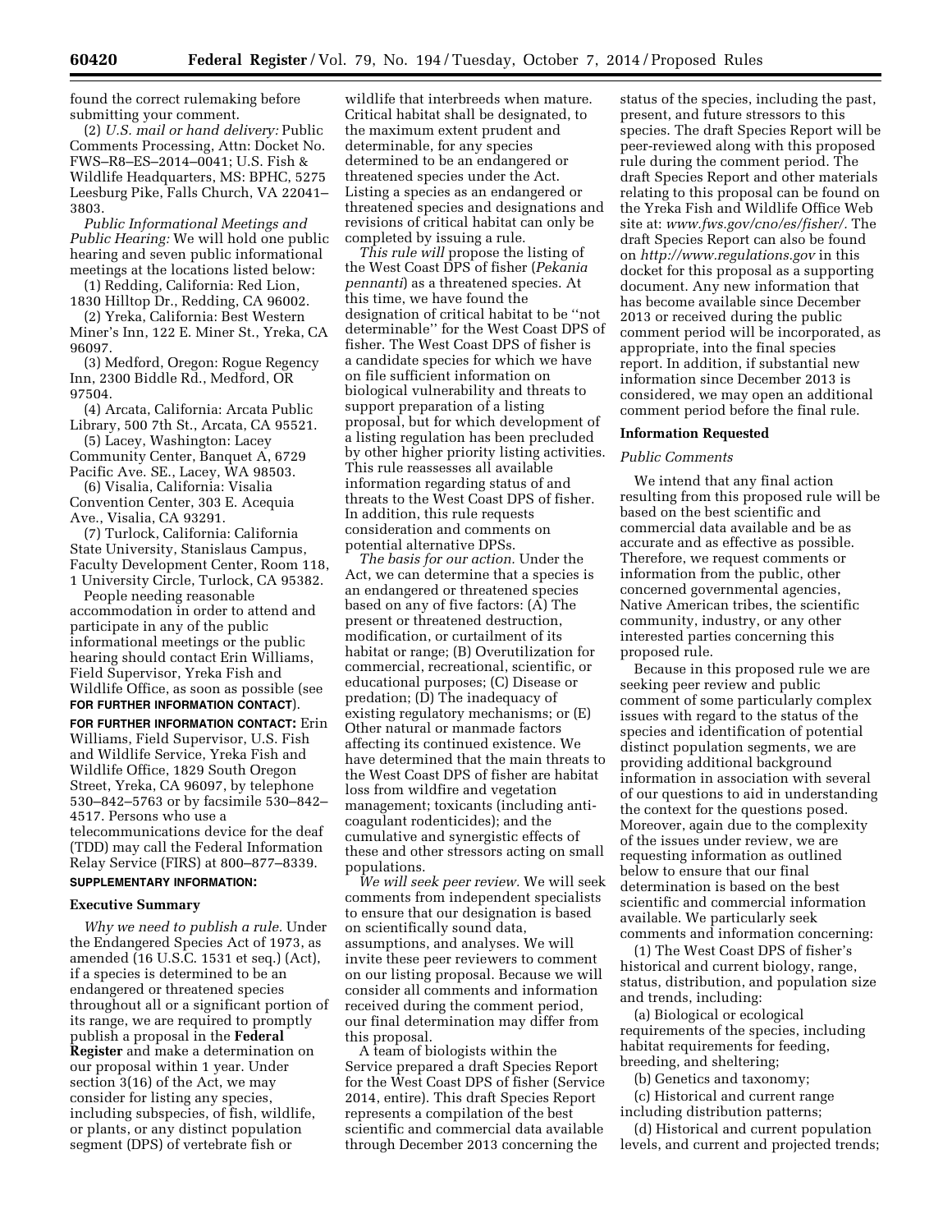found the correct rulemaking before submitting your comment.

(2) *U.S. mail or hand delivery:* Public Comments Processing, Attn: Docket No. FWS–R8–ES–2014–0041; U.S. Fish & Wildlife Headquarters, MS: BPHC, 5275 Leesburg Pike, Falls Church, VA 22041–3803.

*Public Informational Meetings and Public Hearing:* We will hold one public hearing and seven public informational meetings at the locations listed below:

(1) Redding, California: Red Lion, 1830 Hilltop Dr., Redding, CA 96002.

(2) Yreka, California: Best Western Miner's Inn, 122 E. Miner St., Yreka, CA 96097.

(3) Medford, Oregon: Rogue Regency Inn, 2300 Biddle Rd., Medford, OR 97504.

(4) Arcata, California: Arcata Public Library, 500 7th St., Arcata, CA 95521.

(5) Lacey, Washington: Lacey Community Center, Banquet A, 6729 Pacific Ave. SE., Lacey, WA 98503.

(6) Visalia, California: Visalia Convention Center, 303 E. Acequia Ave., Visalia, CA 93291.

(7) Turlock, California: California State University, Stanislaus Campus, Faculty Development Center, Room 118, 1 University Circle, Turlock, CA 95382.

People needing reasonable accommodation in order to attend and participate in any of the public informational meetings or the public hearing should contact Erin Williams, Field Supervisor, Yreka Fish and Wildlife Office, as soon as possible (see **FOR FURTHER INFORMATION CONTACT**).

**FOR FURTHER INFORMATION CONTACT:** Erin Williams, Field Supervisor, U.S. Fish and Wildlife Service, Yreka Fish and Wildlife Office, 1829 South Oregon Street, Yreka, CA 96097, by telephone 530–842–5763 or by facsimile 530–842–4517. Persons who use a telecommunications device for the deaf (TDD) may call the Federal Information Relay Service (FIRS) at 800–877–8339.

**SUPPLEMENTARY INFORMATION:**

## Executive Summary

*Why we need to publish a rule.* Under the Endangered Species Act of 1973, as amended (16 U.S.C. 1531 et seq.) (Act), if a species is determined to be an endangered or threatened species throughout all or a significant portion of its range, we are required to promptly publish a proposal in the **Federal Register** and make a determination on our proposal within 1 year. Under section 3(16) of the Act, we may consider for listing any species, including subspecies, of fish, wildlife, or plants, or any distinct population segment (DPS) of vertebrate fish or wildlife that interbreeds when mature. Critical habitat shall be designated, to the maximum extent prudent and determinable, for any species determined to be an endangered or threatened species under the Act. Listing a species as an endangered or threatened species and designations and revisions of critical habitat can only be completed by issuing a rule.

*This rule will* propose the listing of the West Coast DPS of fisher (*Pekania pennanti*) as a threatened species. At this time, we have found the designation of critical habitat to be ''not determinable'' for the West Coast DPS of fisher. The West Coast DPS of fisher is a candidate species for which we have on file sufficient information on biological vulnerability and threats to support preparation of a listing proposal, but for which development of a listing regulation has been precluded by other higher priority listing activities. This rule reassesses all available information regarding status of and threats to the West Coast DPS of fisher. In addition, this rule requests consideration and comments on potential alternative DPSs.

*The basis for our action.* Under the Act, we can determine that a species is an endangered or threatened species based on any of five factors: (A) The present or threatened destruction, modification, or curtailment of its habitat or range; (B) Overutilization for commercial, recreational, scientific, or educational purposes; (C) Disease or predation; (D) The inadequacy of existing regulatory mechanisms; or (E) Other natural or manmade factors affecting its continued existence. We have determined that the main threats to the West Coast DPS of fisher are habitat loss from wildfire and vegetation management; toxicants (including anti-coagulant rodenticides); and the cumulative and synergistic effects of these and other stressors acting on small populations.

*We will seek peer review.* We will seek comments from independent specialists to ensure that our designation is based on scientifically sound data, assumptions, and analyses. We will invite these peer reviewers to comment on our listing proposal. Because we will consider all comments and information received during the comment period, our final determination may differ from this proposal.

A team of biologists within the Service prepared a draft Species Report for the West Coast DPS of fisher (Service 2014, entire). This draft Species Report represents a compilation of the best scientific and commercial data available through December 2013 concerning the status of the species, including the past, present, and future stressors to this species. The draft Species Report will be peer-reviewed along with this proposed rule during the comment period. The draft Species Report and other materials relating to this proposal can be found on the Yreka Fish and Wildlife Office Web site at: *www.fws.gov/cno/es/fisher/*. The draft Species Report can also be found on *http://www.regulations.gov* in this docket for this proposal as a supporting document. Any new information that has become available since December 2013 or received during the public comment period will be incorporated, as appropriate, into the final species report. In addition, if substantial new information since December 2013 is considered, we may open an additional comment period before the final rule.

## Information Requested

### Public Comments

We intend that any final action resulting from this proposed rule will be based on the best scientific and commercial data available and be as accurate and as effective as possible. Therefore, we request comments or information from the public, other concerned governmental agencies, Native American tribes, the scientific community, industry, or any other interested parties concerning this proposed rule.

Because in this proposed rule we are seeking peer review and public comment of some particularly complex issues with regard to the status of the species and identification of potential distinct population segments, we are providing additional background information in association with several of our questions to aid in understanding the context for the questions posed. Moreover, again due to the complexity of the issues under review, we are requesting information as outlined below to ensure that our final determination is based on the best scientific and commercial information available. We particularly seek comments and information concerning:

(1) The West Coast DPS of fisher's historical and current biology, range, status, distribution, and population size and trends, including:

(a) Biological or ecological requirements of the species, including habitat requirements for feeding, breeding, and sheltering;

(b) Genetics and taxonomy;

(c) Historical and current range including distribution patterns;

(d) Historical and current population levels, and current and projected trends;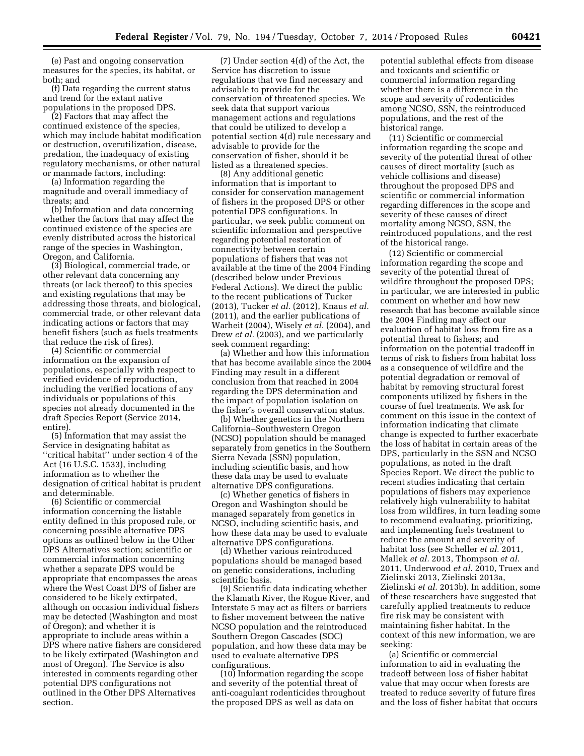(e) Past and ongoing conservation measures for the species, its habitat, or both; and

(f) Data regarding the current status and trend for the extant native populations in the proposed DPS.

(2) Factors that may affect the continued existence of the species, which may include habitat modification or destruction, overutilization, disease, predation, the inadequacy of existing regulatory mechanisms, or other natural or manmade factors, including:

(a) Information regarding the magnitude and overall immediacy of threats; and

(b) Information and data concerning whether the factors that may affect the continued existence of the species are evenly distributed across the historical range of the species in Washington, Oregon, and California.

(3) Biological, commercial trade, or other relevant data concerning any threats (or lack thereof) to this species and existing regulations that may be addressing those threats, and biological, commercial trade, or other relevant data indicating actions or factors that may benefit fishers (such as fuels treatments that reduce the risk of fires).

(4) Scientific or commercial information on the expansion of populations, especially with respect to verified evidence of reproduction, including the verified locations of any individuals or populations of this species not already documented in the draft Species Report (Service 2014, entire).

(5) Information that may assist the Service in designating habitat as ''critical habitat'' under section 4 of the Act (16 U.S.C. 1533), including information as to whether the designation of critical habitat is prudent and determinable.

(6) Scientific or commercial information concerning the listable entity defined in this proposed rule, or concerning possible alternative DPS options as outlined below in the Other DPS Alternatives section; scientific or commercial information concerning whether a separate DPS would be appropriate that encompasses the areas where the West Coast DPS of fisher are considered to be likely extirpated, although on occasion individual fishers may be detected (Washington and most of Oregon); and whether it is appropriate to include areas within a DPS where native fishers are considered to be likely extirpated (Washington and most of Oregon). The Service is also interested in comments regarding other potential DPS configurations not outlined in the Other DPS Alternatives section.

(7) Under section 4(d) of the Act, the Service has discretion to issue regulations that we find necessary and advisable to provide for the conservation of threatened species. We seek data that support various management actions and regulations that could be utilized to develop a potential section 4(d) rule necessary and advisable to provide for the conservation of fisher, should it be listed as a threatened species.

(8) Any additional genetic information that is important to consider for conservation management of fishers in the proposed DPS or other potential DPS configurations. In particular, we seek public comment on scientific information and perspective regarding potential restoration of connectivity between certain populations of fishers that was not available at the time of the 2004 Finding (described below under Previous Federal Actions). We direct the public to the recent publications of Tucker (2013), Tucker *et al.* (2012), Knaus *et al.* (2011), and the earlier publications of Warheit (2004), Wisely *et al.* (2004), and Drew *et al.* (2003), and we particularly seek comment regarding:

(a) Whether and how this information that has become available since the 2004 Finding may result in a different conclusion from that reached in 2004 regarding the DPS determination and the impact of population isolation on the fisher's overall conservation status.

(b) Whether genetics in the Northern California–Southwestern Oregon (NCSO) population should be managed separately from genetics in the Southern Sierra Nevada (SSN) population, including scientific basis, and how these data may be used to evaluate alternative DPS configurations.

(c) Whether genetics of fishers in Oregon and Washington should be managed separately from genetics in NCSO, including scientific basis, and how these data may be used to evaluate alternative DPS configurations.

(d) Whether various reintroduced populations should be managed based on genetic considerations, including scientific basis.

(9) Scientific data indicating whether the Klamath River, the Rogue River, and Interstate 5 may act as filters or barriers to fisher movement between the native NCSO population and the reintroduced Southern Oregon Cascades (SOC) population, and how these data may be used to evaluate alternative DPS configurations.

(10) Information regarding the scope and severity of the potential threat of anti-coagulant rodenticides throughout the proposed DPS as well as data on potential sublethal effects from disease and toxicants and scientific or commercial information regarding whether there is a difference in the scope and severity of rodenticides among NCSO, SSN, the reintroduced populations, and the rest of the historical range.

(11) Scientific or commercial information regarding the scope and severity of the potential threat of other causes of direct mortality (such as vehicle collisions and disease) throughout the proposed DPS and scientific or commercial information regarding differences in the scope and severity of these causes of direct mortality among NCSO, SSN, the reintroduced populations, and the rest of the historical range.

(12) Scientific or commercial information regarding the scope and severity of the potential threat of wildfire throughout the proposed DPS; in particular, we are interested in public comment on whether and how new research that has become available since the 2004 Finding may affect our evaluation of habitat loss from fire as a potential threat to fishers; and information on the potential tradeoff in terms of risk to fishers from habitat loss as a consequence of wildfire and the potential degradation or removal of habitat by removing structural forest components utilized by fishers in the course of fuel treatments. We ask for comment on this issue in the context of information indicating that climate change is expected to further exacerbate the loss of habitat in certain areas of the DPS, particularly in the SSN and NCSO populations, as noted in the draft Species Report. We direct the public to recent studies indicating that certain populations of fishers may experience relatively high vulnerability to habitat loss from wildfires, in turn leading some to recommend evaluating, prioritizing, and implementing fuels treatment to reduce the amount and severity of habitat loss (see Scheller *et al.* 2011, Mallek *et al.* 2013, Thompson *et al.* 2011, Underwood *et al.* 2010, Truex and Zielinski 2013, Zielinski 2013a, Zielinski *et al.* 2013b). In addition, some of these researchers have suggested that carefully applied treatments to reduce fire risk may be consistent with maintaining fisher habitat. In the context of this new information, we are seeking:

(a) Scientific or commercial information to aid in evaluating the tradeoff between loss of fisher habitat value that may occur when forests are treated to reduce severity of future fires and the loss of fisher habitat that occurs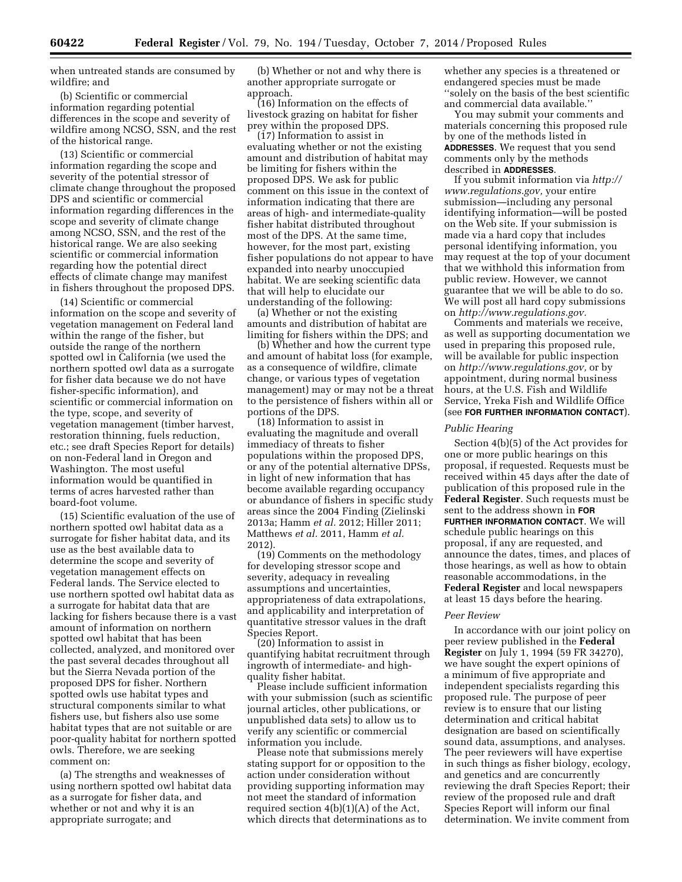when untreated stands are consumed by wildfire; and

(b) Scientific or commercial information regarding potential differences in the scope and severity of wildfire among NCSO, SSN, and the rest of the historical range.

(13) Scientific or commercial information regarding the scope and severity of the potential stressor of climate change throughout the proposed DPS and scientific or commercial information regarding differences in the scope and severity of climate change among NCSO, SSN, and the rest of the historical range. We are also seeking scientific or commercial information regarding how the potential direct effects of climate change may manifest in fishers throughout the proposed DPS.

(14) Scientific or commercial information on the scope and severity of vegetation management on Federal land within the range of the fisher, but outside the range of the northern spotted owl in California (we used the northern spotted owl data as a surrogate for fisher data because we do not have fisher-specific information), and scientific or commercial information on the type, scope, and severity of vegetation management (timber harvest, restoration thinning, fuels reduction, etc.; see draft Species Report for details) on non-Federal land in Oregon and Washington. The most useful information would be quantified in terms of acres harvested rather than board-foot volume.

(15) Scientific evaluation of the use of northern spotted owl habitat data as a surrogate for fisher habitat data, and its use as the best available data to determine the scope and severity of vegetation management effects on Federal lands. The Service elected to use northern spotted owl habitat data as a surrogate for habitat data that are lacking for fishers because there is a vast amount of information on northern spotted owl habitat that has been collected, analyzed, and monitored over the past several decades throughout all but the Sierra Nevada portion of the proposed DPS for fisher. Northern spotted owls use habitat types and structural components similar to what fishers use, but fishers also use some habitat types that are not suitable or are poor-quality habitat for northern spotted owls. Therefore, we are seeking comment on:

(a) The strengths and weaknesses of using northern spotted owl habitat data as a surrogate for fisher data, and whether or not and why it is an appropriate surrogate; and

(b) Whether or not and why there is another appropriate surrogate or approach.

(16) Information on the effects of livestock grazing on habitat for fisher prey within the proposed DPS.

(17) Information to assist in evaluating whether or not the existing amount and distribution of habitat may be limiting for fishers within the proposed DPS. We ask for public comment on this issue in the context of information indicating that there are areas of high- and intermediate-quality fisher habitat distributed throughout most of the DPS. At the same time, however, for the most part, existing fisher populations do not appear to have expanded into nearby unoccupied habitat. We are seeking scientific data that will help to elucidate our understanding of the following:

(a) Whether or not the existing amounts and distribution of habitat are limiting for fishers within the DPS; and

(b) Whether and how the current type and amount of habitat loss (for example, as a consequence of wildfire, climate change, or various types of vegetation management) may or may not be a threat to the persistence of fishers within all or portions of the DPS.

(18) Information to assist in evaluating the magnitude and overall immediacy of threats to fisher populations within the proposed DPS, or any of the potential alternative DPSs, in light of new information that has become available regarding occupancy or abundance of fishers in specific study areas since the 2004 Finding (Zielinski 2013a; Hamm *et al.* 2012; Hiller 2011; Matthews *et al.* 2011, Hamm *et al.* 2012).

(19) Comments on the methodology for developing stressor scope and severity, adequacy in revealing assumptions and uncertainties, appropriateness of data extrapolations, and applicability and interpretation of quantitative stressor values in the draft Species Report.

(20) Information to assist in quantifying habitat recruitment through ingrowth of intermediate- and high-quality fisher habitat.

Please include sufficient information with your submission (such as scientific journal articles, other publications, or unpublished data sets) to allow us to verify any scientific or commercial information you include.

Please note that submissions merely stating support for or opposition to the action under consideration without providing supporting information may not meet the standard of information required section 4(b)(1)(A) of the Act, which directs that determinations as to whether any species is a threatened or endangered species must be made "solely on the basis of the best scientific and commercial data available."

You may submit your comments and materials concerning this proposed rule by one of the methods listed in **ADDRESSES**. We request that you send comments only by the methods described in **ADDRESSES**.

If you submit information via *http://www.regulations.gov,* your entire submission—including any personal identifying information—will be posted on the Web site. If your submission is made via a hard copy that includes personal identifying information, you may request at the top of your document that we withhold this information from public review. However, we cannot guarantee that we will be able to do so. We will post all hard copy submissions on *http://www.regulations.gov.*

Comments and materials we receive, as well as supporting documentation we used in preparing this proposed rule, will be available for public inspection on *http://www.regulations.gov,* or by appointment, during normal business hours, at the U.S. Fish and Wildlife Service, Yreka Fish and Wildlife Office (see **FOR FURTHER INFORMATION CONTACT**).

### *Public Hearing*

Section 4(b)(5) of the Act provides for one or more public hearings on this proposal, if requested. Requests must be received within 45 days after the date of publication of this proposed rule in the **Federal Register**. Such requests must be sent to the address shown in **FOR FURTHER INFORMATION CONTACT**. We will schedule public hearings on this proposal, if any are requested, and announce the dates, times, and places of those hearings, as well as how to obtain reasonable accommodations, in the **Federal Register** and local newspapers at least 15 days before the hearing.

### *Peer Review*

In accordance with our joint policy on peer review published in the **Federal Register** on July 1, 1994 (59 FR 34270), we have sought the expert opinions of a minimum of five appropriate and independent specialists regarding this proposed rule. The purpose of peer review is to ensure that our listing determination and critical habitat designation are based on scientifically sound data, assumptions, and analyses. The peer reviewers will have expertise in such things as fisher biology, ecology, and genetics and are concurrently reviewing the draft Species Report; their review of the proposed rule and draft Species Report will inform our final determination. We invite comment from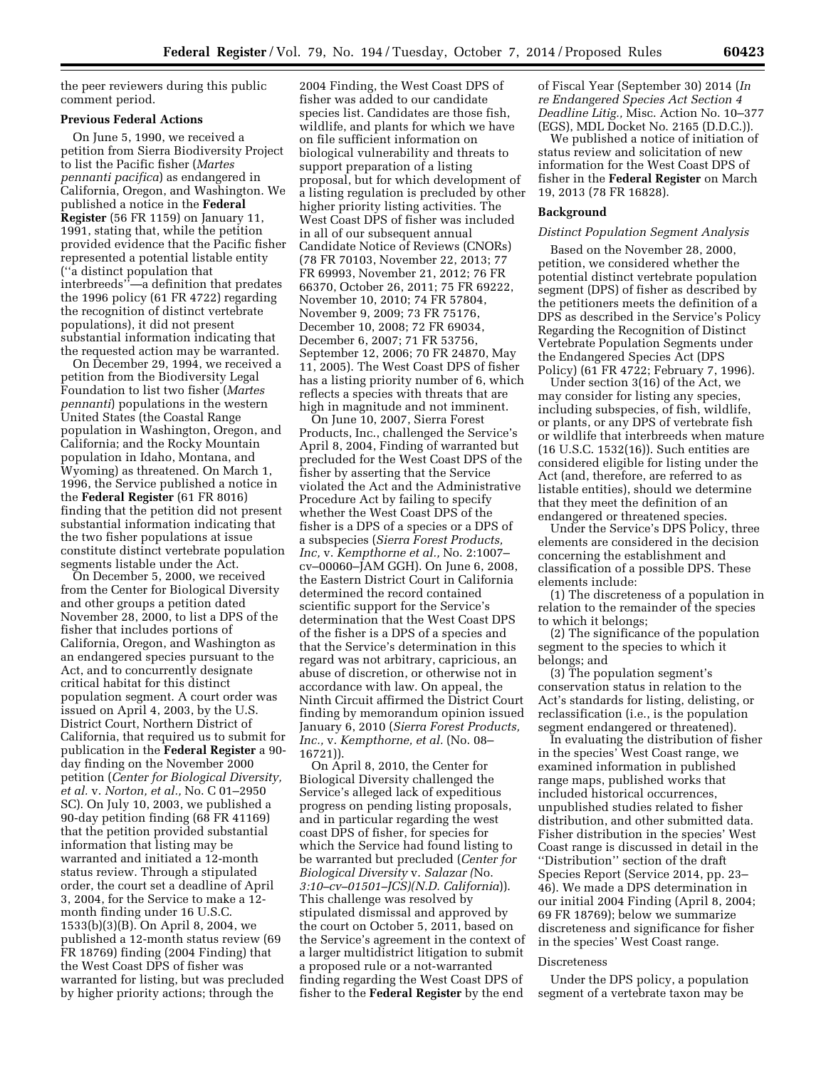the peer reviewers during this public comment period.

## Previous Federal Actions

On June 5, 1990, we received a petition from Sierra Biodiversity Project to list the Pacific fisher (*Martes pennanti pacifica*) as endangered in California, Oregon, and Washington. We published a notice in the **Federal Register** (56 FR 1159) on January 11, 1991, stating that, while the petition provided evidence that the Pacific fisher represented a potential listable entity (''a distinct population that interbreeds''—a definition that predates the 1996 policy (61 FR 4722) regarding the recognition of distinct vertebrate populations), it did not present substantial information indicating that the requested action may be warranted.

On December 29, 1994, we received a petition from the Biodiversity Legal Foundation to list two fisher (*Martes pennanti*) populations in the western United States (the Coastal Range population in Washington, Oregon, and California; and the Rocky Mountain population in Idaho, Montana, and Wyoming) as threatened. On March 1, 1996, the Service published a notice in the **Federal Register** (61 FR 8016) finding that the petition did not present substantial information indicating that the two fisher populations at issue constitute distinct vertebrate population segments listable under the Act.

On December 5, 2000, we received from the Center for Biological Diversity and other groups a petition dated November 28, 2000, to list a DPS of the fisher that includes portions of California, Oregon, and Washington as an endangered species pursuant to the Act, and to concurrently designate critical habitat for this distinct population segment. A court order was issued on April 4, 2003, by the U.S. District Court, Northern District of California, that required us to submit for publication in the **Federal Register** a 90-day finding on the November 2000 petition (*Center for Biological Diversity, et al.* v. *Norton, et al.,* No. C 01–2950 SC). On July 10, 2003, we published a 90-day petition finding (68 FR 41169) that the petition provided substantial information that listing may be warranted and initiated a 12-month status review. Through a stipulated order, the court set a deadline of April 3, 2004, for the Service to make a 12-month finding under 16 U.S.C. 1533(b)(3)(B). On April 8, 2004, we published a 12-month status review (69 FR 18769) finding (2004 Finding) that the West Coast DPS of fisher was warranted for listing, but was precluded by higher priority actions; through the 2004 Finding, the West Coast DPS of fisher was added to our candidate species list. Candidates are those fish, wildlife, and plants for which we have on file sufficient information on biological vulnerability and threats to support preparation of a listing proposal, but for which development of a listing regulation is precluded by other higher priority listing activities. The West Coast DPS of fisher was included in all of our subsequent annual Candidate Notice of Reviews (CNORs) (78 FR 70103, November 22, 2013; 77 FR 69993, November 21, 2012; 76 FR 66370, October 26, 2011; 75 FR 69222, November 10, 2010; 74 FR 57804, November 9, 2009; 73 FR 75176, December 10, 2008; 72 FR 69034, December 6, 2007; 71 FR 53756, September 12, 2006; 70 FR 24870, May 11, 2005). The West Coast DPS of fisher has a listing priority number of 6, which reflects a species with threats that are high in magnitude and not imminent.

On June 10, 2007, Sierra Forest Products, Inc., challenged the Service's April 8, 2004, Finding of warranted but precluded for the West Coast DPS of the fisher by asserting that the Service violated the Act and the Administrative Procedure Act by failing to specify whether the West Coast DPS of the fisher is a DPS of a species or a DPS of a subspecies (*Sierra Forest Products, Inc,* v. *Kempthorne et al.,* No. 2:1007–cv–00060–JAM GGH). On June 6, 2008, the Eastern District Court in California determined the record contained scientific support for the Service's determination that the West Coast DPS of the fisher is a DPS of a species and that the Service's determination in this regard was not arbitrary, capricious, an abuse of discretion, or otherwise not in accordance with law. On appeal, the Ninth Circuit affirmed the District Court finding by memorandum opinion issued January 6, 2010 (*Sierra Forest Products, Inc.,* v. *Kempthorne, et al.* (No. 08–16721)).

On April 8, 2010, the Center for Biological Diversity challenged the Service's alleged lack of expeditious progress on pending listing proposals, and in particular regarding the west coast DPS of fisher, for species for which the Service had found listing to be warranted but precluded (*Center for Biological Diversity* v. *Salazar (*No. *3:10–cv–01501–JCS)(N.D. California*)). This challenge was resolved by stipulated dismissal and approved by the court on October 5, 2011, based on the Service's agreement in the context of a larger multidistrict litigation to submit a proposed rule or a not-warranted finding regarding the West Coast DPS of fisher to the **Federal Register** by the end of Fiscal Year (September 30) 2014 (*In re Endangered Species Act Section 4 Deadline Litig.,* Misc. Action No. 10–377 (EGS), MDL Docket No. 2165 (D.D.C.)).

We published a notice of initiation of status review and solicitation of new information for the West Coast DPS of fisher in the **Federal Register** on March 19, 2013 (78 FR 16828).

## Background

### *Distinct Population Segment Analysis*

Based on the November 28, 2000, petition, we considered whether the potential distinct vertebrate population segment (DPS) of fisher as described by the petitioners meets the definition of a DPS as described in the Service's Policy Regarding the Recognition of Distinct Vertebrate Population Segments under the Endangered Species Act (DPS Policy) (61 FR 4722; February 7, 1996).

Under section 3(16) of the Act, we may consider for listing any species, including subspecies, of fish, wildlife, or plants, or any DPS of vertebrate fish or wildlife that interbreeds when mature (16 U.S.C. 1532(16)). Such entities are considered eligible for listing under the Act (and, therefore, are referred to as listable entities), should we determine that they meet the definition of an endangered or threatened species.

Under the Service's DPS Policy, three elements are considered in the decision concerning the establishment and classification of a possible DPS. These elements include:

(1) The discreteness of a population in relation to the remainder of the species to which it belongs;

(2) The significance of the population segment to the species to which it belongs; and

(3) The population segment's conservation status in relation to the Act's standards for listing, delisting, or reclassification (i.e., is the population segment endangered or threatened).

In evaluating the distribution of fisher in the species' West Coast range, we examined information in published range maps, published works that included historical occurrences, unpublished studies related to fisher distribution, and other submitted data. Fisher distribution in the species' West Coast range is discussed in detail in the ''Distribution'' section of the draft Species Report (Service 2014, pp. 23–46). We made a DPS determination in our initial 2004 Finding (April 8, 2004; 69 FR 18769); below we summarize discreteness and significance for fisher in the species' West Coast range.

#### Discreteness

Under the DPS policy, a population segment of a vertebrate taxon may be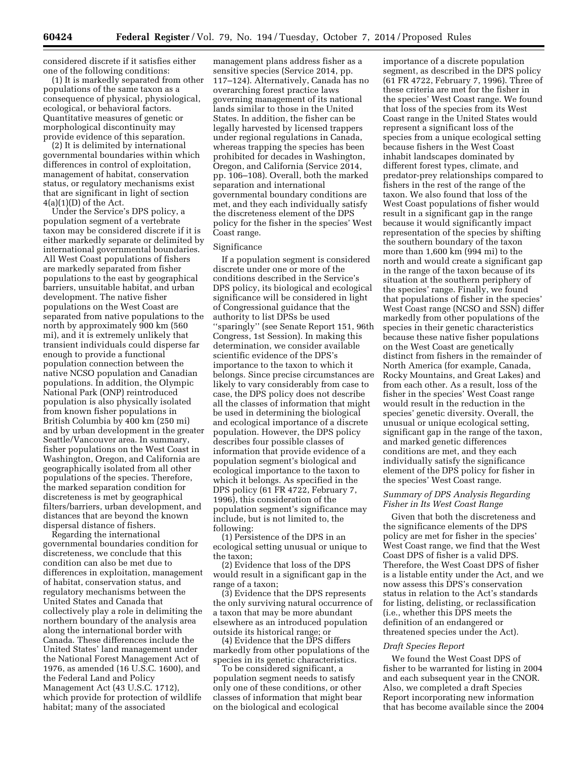considered discrete if it satisfies either one of the following conditions:

(1) It is markedly separated from other populations of the same taxon as a consequence of physical, physiological, ecological, or behavioral factors. Quantitative measures of genetic or morphological discontinuity may provide evidence of this separation.

(2) It is delimited by international governmental boundaries within which differences in control of exploitation, management of habitat, conservation status, or regulatory mechanisms exist that are significant in light of section 4(a)(1)(D) of the Act.

Under the Service's DPS policy, a population segment of a vertebrate taxon may be considered discrete if it is either markedly separate or delimited by international governmental boundaries. All West Coast populations of fishers are markedly separated from fisher populations to the east by geographical barriers, unsuitable habitat, and urban development. The native fisher populations on the West Coast are separated from native populations to the north by approximately 900 km (560 mi), and it is extremely unlikely that transient individuals could disperse far enough to provide a functional population connection between the native NCSO population and Canadian populations. In addition, the Olympic National Park (ONP) reintroduced population is also physically isolated from known fisher populations in British Columbia by 400 km (250 mi) and by urban development in the greater Seattle/Vancouver area. In summary, fisher populations on the West Coast in Washington, Oregon, and California are geographically isolated from all other populations of the species. Therefore, the marked separation condition for discreteness is met by geographical filters/barriers, urban development, and distances that are beyond the known dispersal distance of fishers.

Regarding the international governmental boundaries condition for discreteness, we conclude that this condition can also be met due to differences in exploitation, management of habitat, conservation status, and regulatory mechanisms between the United States and Canada that collectively play a role in delimiting the northern boundary of the analysis area along the international border with Canada. These differences include the United States' land management under the National Forest Management Act of 1976, as amended (16 U.S.C. 1600), and the Federal Land and Policy Management Act (43 U.S.C. 1712), which provide for protection of wildlife habitat; many of the associated management plans address fisher as a sensitive species (Service 2014, pp. 117–124). Alternatively, Canada has no overarching forest practice laws governing management of its national lands similar to those in the United States. In addition, the fisher can be legally harvested by licensed trappers under regional regulations in Canada, whereas trapping the species has been prohibited for decades in Washington, Oregon, and California (Service 2014, pp. 106–108). Overall, both the marked separation and international governmental boundary conditions are met, and they each individually satisfy the discreteness element of the DPS policy for the fisher in the species' West Coast range.

Significance

If a population segment is considered discrete under one or more of the conditions described in the Service's DPS policy, its biological and ecological significance will be considered in light of Congressional guidance that the authority to list DPSs be used ''sparingly'' (see Senate Report 151, 96th Congress, 1st Session). In making this determination, we consider available scientific evidence of the DPS's importance to the taxon to which it belongs. Since precise circumstances are likely to vary considerably from case to case, the DPS policy does not describe all the classes of information that might be used in determining the biological and ecological importance of a discrete population. However, the DPS policy describes four possible classes of information that provide evidence of a population segment's biological and ecological importance to the taxon to which it belongs. As specified in the DPS policy (61 FR 4722, February 7, 1996), this consideration of the population segment's significance may include, but is not limited to, the following:

(1) Persistence of the DPS in an ecological setting unusual or unique to the taxon;

(2) Evidence that loss of the DPS would result in a significant gap in the range of a taxon;

(3) Evidence that the DPS represents the only surviving natural occurrence of a taxon that may be more abundant elsewhere as an introduced population outside its historical range; or

(4) Evidence that the DPS differs markedly from other populations of the species in its genetic characteristics.

To be considered significant, a population segment needs to satisfy only one of these conditions, or other classes of information that might bear on the biological and ecological importance of a discrete population segment, as described in the DPS policy (61 FR 4722, February 7, 1996). Three of these criteria are met for the fisher in the species' West Coast range. We found that loss of the species from its West Coast range in the United States would represent a significant loss of the species from a unique ecological setting because fishers in the West Coast inhabit landscapes dominated by different forest types, climate, and predator-prey relationships compared to fishers in the rest of the range of the taxon. We also found that loss of the West Coast populations of fisher would result in a significant gap in the range because it would significantly impact representation of the species by shifting the southern boundary of the taxon more than 1,600 km (994 mi) to the north and would create a significant gap in the range of the taxon because of its situation at the southern periphery of the species' range. Finally, we found that populations of fisher in the species' West Coast range (NCSO and SSN) differ markedly from other populations of the species in their genetic characteristics because these native fisher populations on the West Coast are genetically distinct from fishers in the remainder of North America (for example, Canada, Rocky Mountains, and Great Lakes) and from each other. As a result, loss of the fisher in the species' West Coast range would result in the reduction in the species' genetic diversity. Overall, the unusual or unique ecological setting, significant gap in the range of the taxon, and marked genetic differences conditions are met, and they each individually satisfy the significance element of the DPS policy for fisher in the species' West Coast range.

*Summary of DPS Analysis Regarding Fisher in Its West Coast Range*

Given that both the discreteness and the significance elements of the DPS policy are met for fisher in the species' West Coast range, we find that the West Coast DPS of fisher is a valid DPS. Therefore, the West Coast DPS of fisher is a listable entity under the Act, and we now assess this DPS's conservation status in relation to the Act's standards for listing, delisting, or reclassification (i.e., whether this DPS meets the definition of an endangered or threatened species under the Act).

*Draft Species Report*

We found the West Coast DPS of fisher to be warranted for listing in 2004 and each subsequent year in the CNOR. Also, we completed a draft Species Report incorporating new information that has become available since the 2004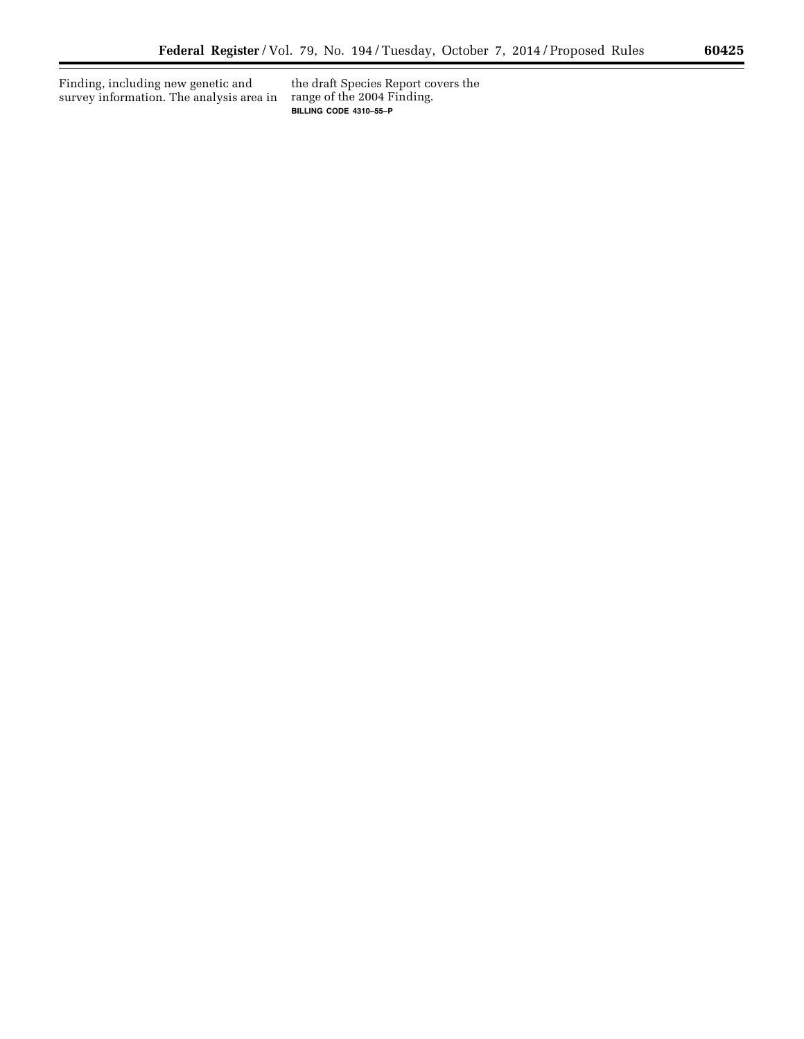Finding, including new genetic and survey information. The analysis area in the draft Species Report covers the range of the 2004 Finding.

BILLING CODE 4310–55–P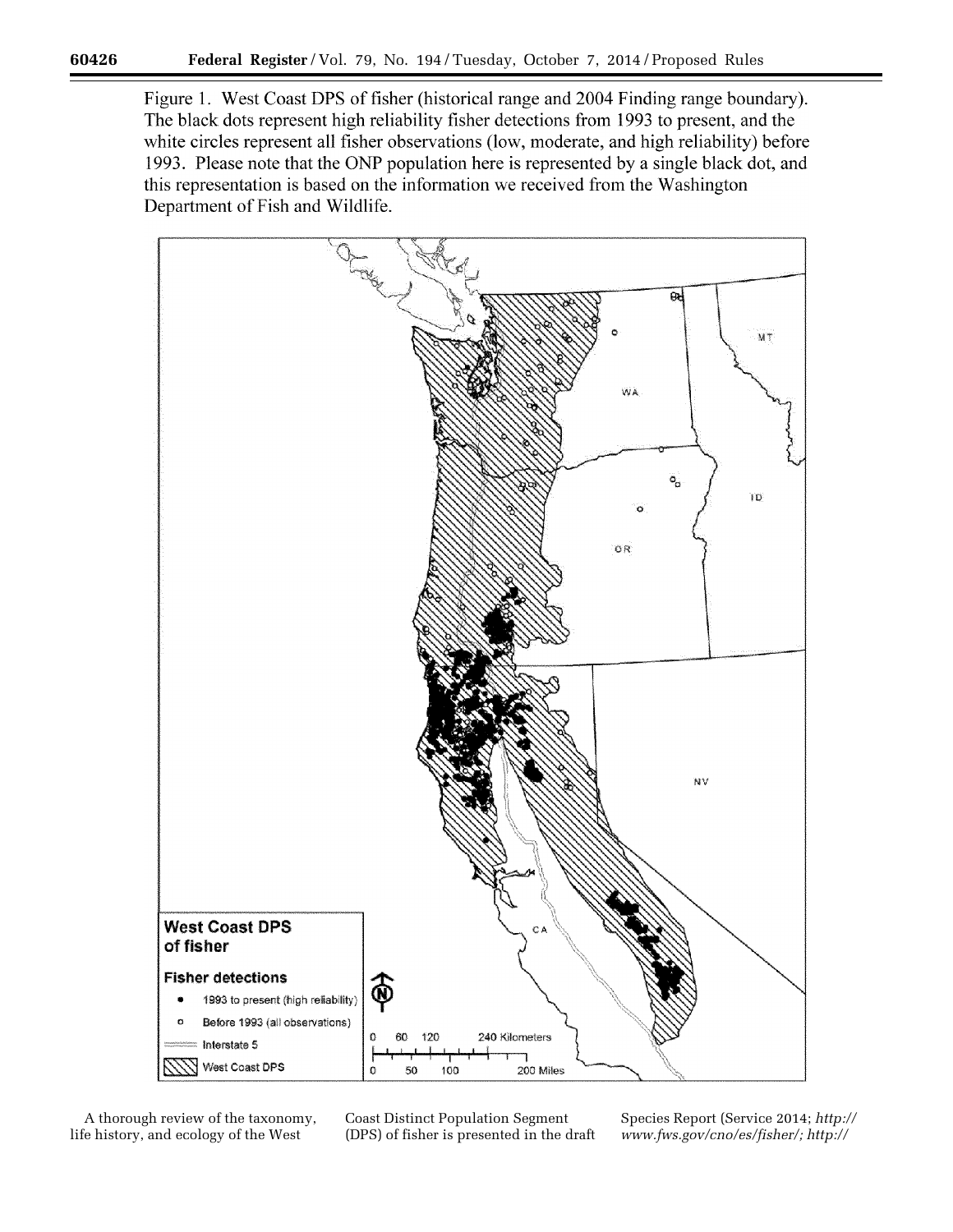Figure 1. West Coast DPS of fisher (historical range and 2004 Finding range boundary). The black dots represent high reliability fisher detections from 1993 to present, and the white circles represent all fisher observations (low, moderate, and high reliability) before 1993. Please note that the ONP population here is represented by a single black dot, and this representation is based on the information we received from the Washington Department of Fish and Wildlife.

A thorough review of the taxonomy, life history, and ecology of the West Coast Distinct Population Segment (DPS) of fisher is presented in the draft Species Report (Service 2014; *http://www.fws.gov/cno/es/fisher/; http://*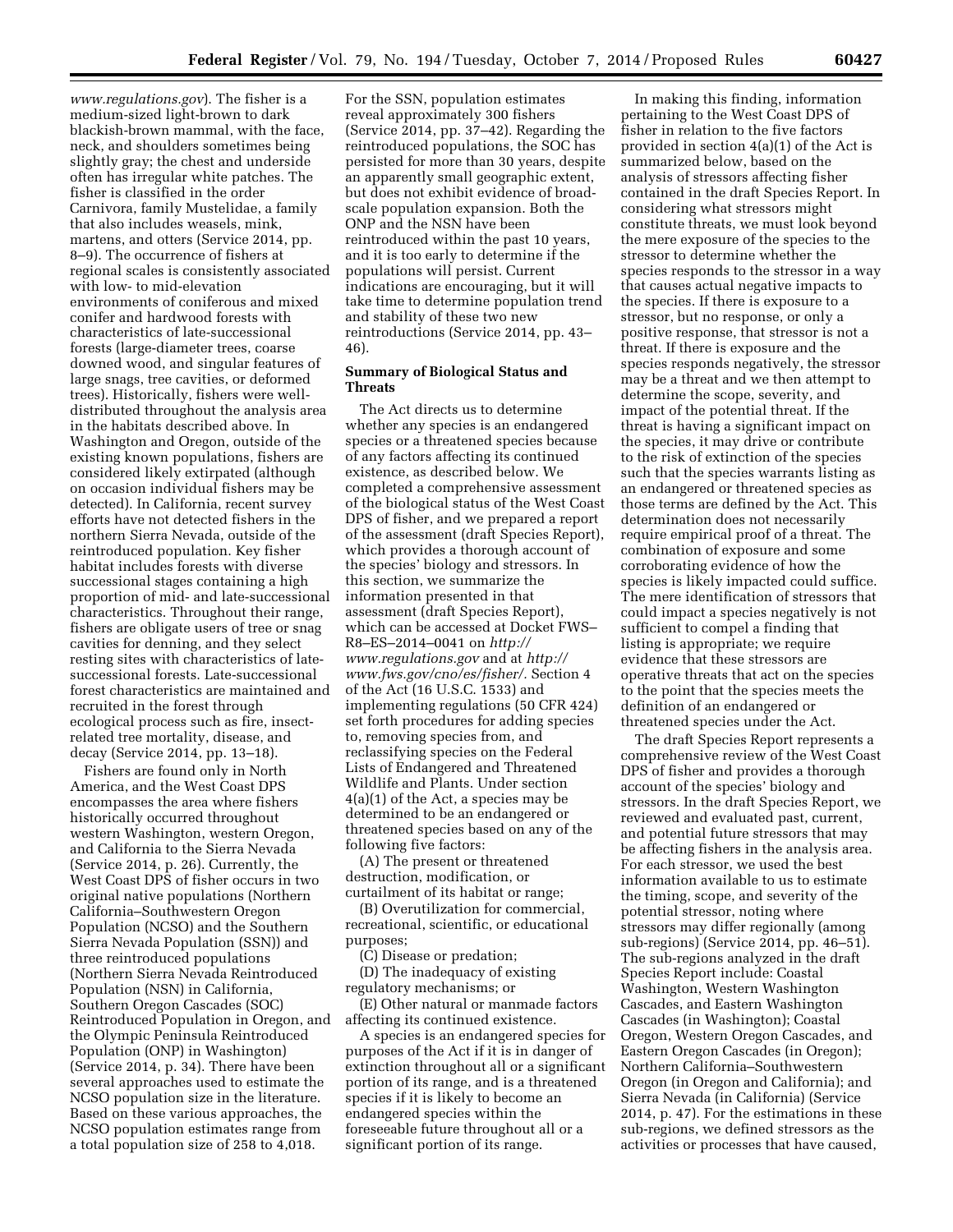*www.regulations.gov*). The fisher is a medium-sized light-brown to dark blackish-brown mammal, with the face, neck, and shoulders sometimes being slightly gray; the chest and underside often has irregular white patches. The fisher is classified in the order Carnivora, family Mustelidae, a family that also includes weasels, mink, martens, and otters (Service 2014, pp. 8–9). The occurrence of fishers at regional scales is consistently associated with low- to mid-elevation environments of coniferous and mixed conifer and hardwood forests with characteristics of late-successional forests (large-diameter trees, coarse downed wood, and singular features of large snags, tree cavities, or deformed trees). Historically, fishers were well-distributed throughout the analysis area in the habitats described above. In Washington and Oregon, outside of the existing known populations, fishers are considered likely extirpated (although on occasion individual fishers may be detected). In California, recent survey efforts have not detected fishers in the northern Sierra Nevada, outside of the reintroduced population. Key fisher habitat includes forests with diverse successional stages containing a high proportion of mid- and late-successional characteristics. Throughout their range, fishers are obligate users of tree or snag cavities for denning, and they select resting sites with characteristics of late-successional forests. Late-successional forest characteristics are maintained and recruited in the forest through ecological process such as fire, insect-related tree mortality, disease, and decay (Service 2014, pp. 13–18).

Fishers are found only in North America, and the West Coast DPS encompasses the area where fishers historically occurred throughout western Washington, western Oregon, and California to the Sierra Nevada (Service 2014, p. 26). Currently, the West Coast DPS of fisher occurs in two original native populations (Northern California–Southwestern Oregon Population (NCSO) and the Southern Sierra Nevada Population (SSN)) and three reintroduced populations (Northern Sierra Nevada Reintroduced Population (NSN) in California, Southern Oregon Cascades (SOC) Reintroduced Population in Oregon, and the Olympic Peninsula Reintroduced Population (ONP) in Washington) (Service 2014, p. 34). There have been several approaches used to estimate the NCSO population size in the literature. Based on these various approaches, the NCSO population estimates range from a total population size of 258 to 4,018.

For the SSN, population estimates reveal approximately 300 fishers (Service 2014, pp. 37–42). Regarding the reintroduced populations, the SOC has persisted for more than 30 years, despite an apparently small geographic extent, but does not exhibit evidence of broad-scale population expansion. Both the ONP and the NSN have been reintroduced within the past 10 years, and it is too early to determine if the populations will persist. Current indications are encouraging, but it will take time to determine population trend and stability of these two new reintroductions (Service 2014, pp. 43–46).

**Summary of Biological Status and Threats**

The Act directs us to determine whether any species is an endangered species or a threatened species because of any factors affecting its continued existence, as described below. We completed a comprehensive assessment of the biological status of the West Coast DPS of fisher, and we prepared a report of the assessment (draft Species Report), which provides a thorough account of the species' biology and stressors. In this section, we summarize the information presented in that assessment (draft Species Report), which can be accessed at Docket FWS–R8–ES–2014–0041 on *http://www.regulations.gov* and at *http://www.fws.gov/cno/es/fisher/.* Section 4 of the Act (16 U.S.C. 1533) and implementing regulations (50 CFR 424) set forth procedures for adding species to, removing species from, and reclassifying species on the Federal Lists of Endangered and Threatened Wildlife and Plants. Under section 4(a)(1) of the Act, a species may be determined to be an endangered or threatened species based on any of the following five factors:

(A) The present or threatened destruction, modification, or curtailment of its habitat or range;

(B) Overutilization for commercial, recreational, scientific, or educational purposes;

(C) Disease or predation;

(D) The inadequacy of existing regulatory mechanisms; or

(E) Other natural or manmade factors affecting its continued existence.

A species is an endangered species for purposes of the Act if it is in danger of extinction throughout all or a significant portion of its range, and is a threatened species if it is likely to become an endangered species within the foreseeable future throughout all or a significant portion of its range.

In making this finding, information pertaining to the West Coast DPS of fisher in relation to the five factors provided in section 4(a)(1) of the Act is summarized below, based on the analysis of stressors affecting fisher contained in the draft Species Report. In considering what stressors might constitute threats, we must look beyond the mere exposure of the species to the stressor to determine whether the species responds to the stressor in a way that causes actual negative impacts to the species. If there is exposure to a stressor, but no response, or only a positive response, that stressor is not a threat. If there is exposure and the species responds negatively, the stressor may be a threat and we then attempt to determine the scope, severity, and impact of the potential threat. If the threat is having a significant impact on the species, it may drive or contribute to the risk of extinction of the species such that the species warrants listing as an endangered or threatened species as those terms are defined by the Act. This determination does not necessarily require empirical proof of a threat. The combination of exposure and some corroborating evidence of how the species is likely impacted could suffice. The mere identification of stressors that could impact a species negatively is not sufficient to compel a finding that listing is appropriate; we require evidence that these stressors are operative threats that act on the species to the point that the species meets the definition of an endangered or threatened species under the Act.

The draft Species Report represents a comprehensive review of the West Coast DPS of fisher and provides a thorough account of the species' biology and stressors. In the draft Species Report, we reviewed and evaluated past, current, and potential future stressors that may be affecting fishers in the analysis area. For each stressor, we used the best information available to us to estimate the timing, scope, and severity of the potential stressor, noting where stressors may differ regionally (among sub-regions) (Service 2014, pp. 46–51). The sub-regions analyzed in the draft Species Report include: Coastal Washington, Western Washington Cascades, and Eastern Washington Cascades (in Washington); Coastal Oregon, Western Oregon Cascades, and Eastern Oregon Cascades (in Oregon); Northern California–Southwestern Oregon (in Oregon and California); and Sierra Nevada (in California) (Service 2014, p. 47). For the estimations in these sub-regions, we defined stressors as the activities or processes that have caused,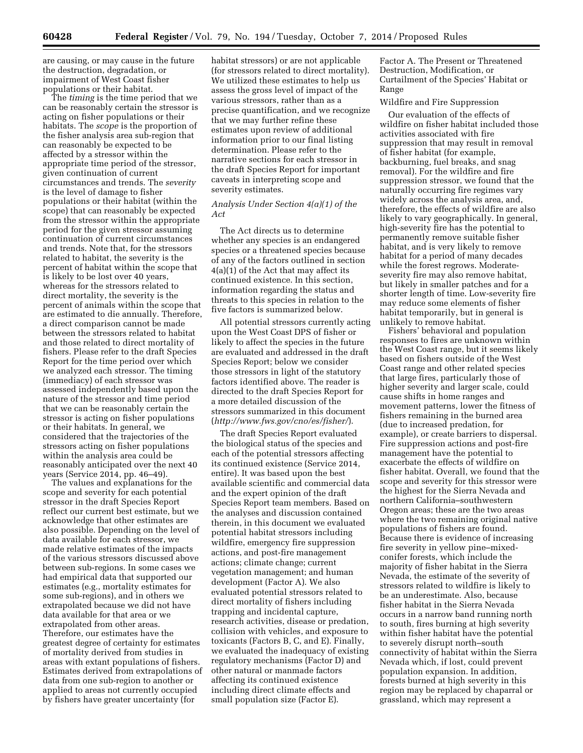are causing, or may cause in the future the destruction, degradation, or impairment of West Coast fisher populations or their habitat.

The *timing* is the time period that we can be reasonably certain the stressor is acting on fisher populations or their habitats. The *scope* is the proportion of the fisher analysis area sub-region that can reasonably be expected to be affected by a stressor within the appropriate time period of the stressor, given continuation of current circumstances and trends. The *severity* is the level of damage to fisher populations or their habitat (within the scope) that can reasonably be expected from the stressor within the appropriate period for the given stressor assuming continuation of current circumstances and trends. Note that, for the stressors related to habitat, the severity is the percent of habitat within the scope that is likely to be lost over 40 years, whereas for the stressors related to direct mortality, the severity is the percent of animals within the scope that are estimated to die annually. Therefore, a direct comparison cannot be made between the stressors related to habitat and those related to direct mortality of fishers. Please refer to the draft Species Report for the time period over which we analyzed each stressor. The timing (immediacy) of each stressor was assessed independently based upon the nature of the stressor and time period that we can be reasonably certain the stressor is acting on fisher populations or their habitats. In general, we considered that the trajectories of the stressors acting on fisher populations within the analysis area could be reasonably anticipated over the next 40 years (Service 2014, pp. 46–49).

The values and explanations for the scope and severity for each potential stressor in the draft Species Report reflect our current best estimate, but we acknowledge that other estimates are also possible. Depending on the level of data available for each stressor, we made relative estimates of the impacts of the various stressors discussed above between sub-regions. In some cases we had empirical data that supported our estimates (e.g., mortality estimates for some sub-regions), and in others we extrapolated because we did not have data available for that area or we extrapolated from other areas. Therefore, our estimates have the greatest degree of certainty for estimates of mortality derived from studies in areas with extant populations of fishers. Estimates derived from extrapolations of data from one sub-region to another or applied to areas not currently occupied by fishers have greater uncertainty (for habitat stressors) or are not applicable (for stressors related to direct mortality). We utilized these estimates to help us assess the gross level of impact of the various stressors, rather than as a precise quantification, and we recognize that we may further refine these estimates upon review of additional information prior to our final listing determination. Please refer to the narrative sections for each stressor in the draft Species Report for important caveats in interpreting scope and severity estimates.

### *Analysis Under Section 4(a)(1) of the Act*

The Act directs us to determine whether any species is an endangered species or a threatened species because of any of the factors outlined in section 4(a)(1) of the Act that may affect its continued existence. In this section, information regarding the status and threats to this species in relation to the five factors is summarized below.

All potential stressors currently acting upon the West Coast DPS of fisher or likely to affect the species in the future are evaluated and addressed in the draft Species Report; below we consider those stressors in light of the statutory factors identified above. The reader is directed to the draft Species Report for a more detailed discussion of the stressors summarized in this document (*http://www.fws.gov/cno/es/fisher/*).

The draft Species Report evaluated the biological status of the species and each of the potential stressors affecting its continued existence (Service 2014, entire). It was based upon the best available scientific and commercial data and the expert opinion of the draft Species Report team members. Based on the analyses and discussion contained therein, in this document we evaluated potential habitat stressors including wildfire, emergency fire suppression actions, and post-fire management actions; climate change; current vegetation management; and human development (Factor A). We also evaluated potential stressors related to direct mortality of fishers including trapping and incidental capture, research activities, disease or predation, collision with vehicles, and exposure to toxicants (Factors B, C, and E). Finally, we evaluated the inadequacy of existing regulatory mechanisms (Factor D) and other natural or manmade factors affecting its continued existence including direct climate effects and small population size (Factor E).

### Factor A. The Present or Threatened Destruction, Modification, or Curtailment of the Species' Habitat or Range

#### Wildfire and Fire Suppression

Our evaluation of the effects of wildfire on fisher habitat included those activities associated with fire suppression that may result in removal of fisher habitat (for example, backburning, fuel breaks, and snag removal). For the wildfire and fire suppression stressor, we found that the naturally occurring fire regimes vary widely across the analysis area, and, therefore, the effects of wildfire are also likely to vary geographically. In general, high-severity fire has the potential to permanently remove suitable fisher habitat, and is very likely to remove habitat for a period of many decades while the forest regrows. Moderate-severity fire may also remove habitat, but likely in smaller patches and for a shorter length of time. Low-severity fire may reduce some elements of fisher habitat temporarily, but in general is unlikely to remove habitat.

Fishers' behavioral and population responses to fires are unknown within the West Coast range, but it seems likely based on fishers outside of the West Coast range and other related species that large fires, particularly those of higher severity and larger scale, could cause shifts in home ranges and movement patterns, lower the fitness of fishers remaining in the burned area (due to increased predation, for example), or create barriers to dispersal. Fire suppression actions and post-fire management have the potential to exacerbate the effects of wildfire on fisher habitat. Overall, we found that the scope and severity for this stressor were the highest for the Sierra Nevada and northern California–southwestern Oregon areas; these are the two areas where the two remaining original native populations of fishers are found. Because there is evidence of increasing fire severity in yellow pine–mixed-conifer forests, which include the majority of fisher habitat in the Sierra Nevada, the estimate of the severity of stressors related to wildfire is likely to be an underestimate. Also, because fisher habitat in the Sierra Nevada occurs in a narrow band running north to south, fires burning at high severity within fisher habitat have the potential to severely disrupt north–south connectivity of habitat within the Sierra Nevada which, if lost, could prevent population expansion. In addition, forests burned at high severity in this region may be replaced by chaparral or grassland, which may represent a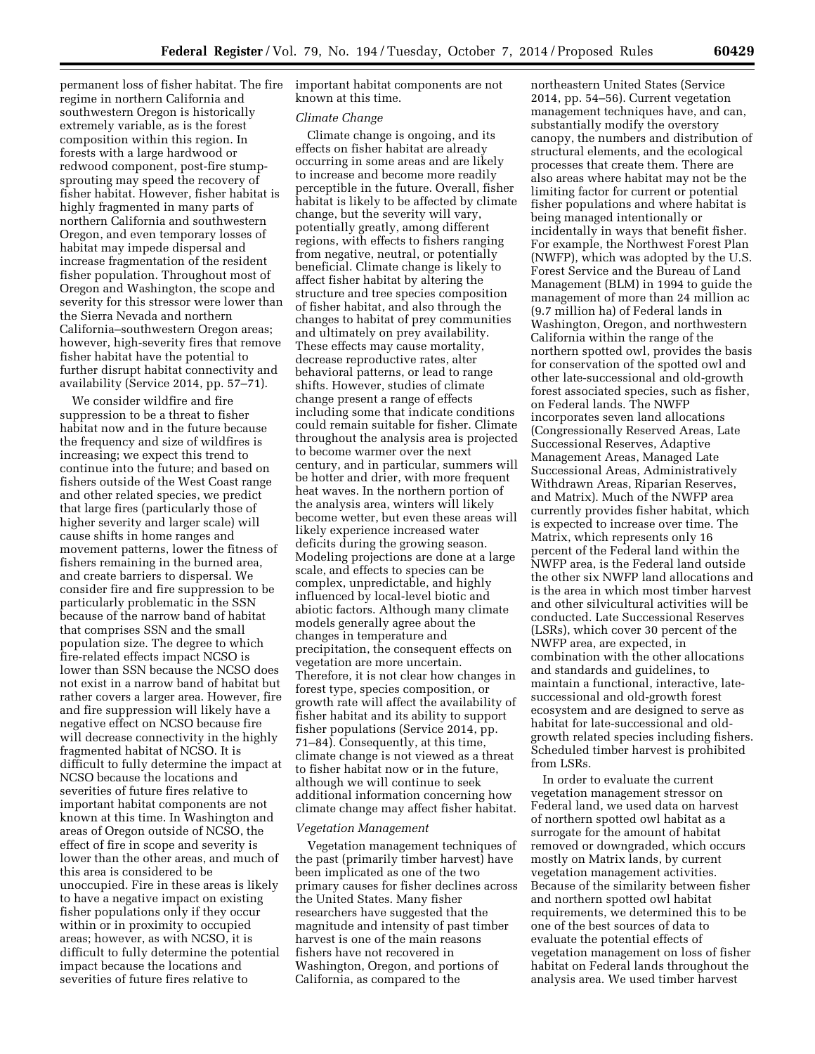permanent loss of fisher habitat. The fire regime in northern California and southwestern Oregon is historically extremely variable, as is the forest composition within this region. In forests with a large hardwood or redwood component, post-fire stump-sprouting may speed the recovery of fisher habitat. However, fisher habitat is highly fragmented in many parts of northern California and southwestern Oregon, and even temporary losses of habitat may impede dispersal and increase fragmentation of the resident fisher population. Throughout most of Oregon and Washington, the scope and severity for this stressor were lower than the Sierra Nevada and northern California–southwestern Oregon areas; however, high-severity fires that remove fisher habitat have the potential to further disrupt habitat connectivity and availability (Service 2014, pp. 57–71).

We consider wildfire and fire suppression to be a threat to fisher habitat now and in the future because the frequency and size of wildfires is increasing; we expect this trend to continue into the future; and based on fishers outside of the West Coast range and other related species, we predict that large fires (particularly those of higher severity and larger scale) will cause shifts in home ranges and movement patterns, lower the fitness of fishers remaining in the burned area, and create barriers to dispersal. We consider fire and fire suppression to be particularly problematic in the SSN because of the narrow band of habitat that comprises SSN and the small population size. The degree to which fire-related effects impact NCSO is lower than SSN because the NCSO does not exist in a narrow band of habitat but rather covers a larger area. However, fire and fire suppression will likely have a negative effect on NCSO because fire will decrease connectivity in the highly fragmented habitat of NCSO. It is difficult to fully determine the impact at NCSO because the locations and severities of future fires relative to important habitat components are not known at this time. In Washington and areas of Oregon outside of NCSO, the effect of fire in scope and severity is lower than the other areas, and much of this area is considered to be unoccupied. Fire in these areas is likely to have a negative impact on existing fisher populations only if they occur within or in proximity to occupied areas; however, as with NCSO, it is difficult to fully determine the potential impact because the locations and severities of future fires relative to important habitat components are not known at this time.

*Climate Change*

Climate change is ongoing, and its effects on fisher habitat are already occurring in some areas and are likely to increase and become more readily perceptible in the future. Overall, fisher habitat is likely to be affected by climate change, but the severity will vary, potentially greatly, among different regions, with effects to fishers ranging from negative, neutral, or potentially beneficial. Climate change is likely to affect fisher habitat by altering the structure and tree species composition of fisher habitat, and also through the changes to habitat of prey communities and ultimately on prey availability. These effects may cause mortality, decrease reproductive rates, alter behavioral patterns, or lead to range shifts. However, studies of climate change present a range of effects including some that indicate conditions could remain suitable for fisher. Climate throughout the analysis area is projected to become warmer over the next century, and in particular, summers will be hotter and drier, with more frequent heat waves. In the northern portion of the analysis area, winters will likely become wetter, but even these areas will likely experience increased water deficits during the growing season. Modeling projections are done at a large scale, and effects to species can be complex, unpredictable, and highly influenced by local-level biotic and abiotic factors. Although many climate models generally agree about the changes in temperature and precipitation, the consequent effects on vegetation are more uncertain. Therefore, it is not clear how changes in forest type, species composition, or growth rate will affect the availability of fisher habitat and its ability to support fisher populations (Service 2014, pp. 71–84). Consequently, at this time, climate change is not viewed as a threat to fisher habitat now or in the future, although we will continue to seek additional information concerning how climate change may affect fisher habitat.

*Vegetation Management*

Vegetation management techniques of the past (primarily timber harvest) have been implicated as one of the two primary causes for fisher declines across the United States. Many fisher researchers have suggested that the magnitude and intensity of past timber harvest is one of the main reasons fishers have not recovered in Washington, Oregon, and portions of California, as compared to the northeastern United States (Service 2014, pp. 54–56). Current vegetation management techniques have, and can, substantially modify the overstory canopy, the numbers and distribution of structural elements, and the ecological processes that create them. There are also areas where habitat may not be the limiting factor for current or potential fisher populations and where habitat is being managed intentionally or incidentally in ways that benefit fisher. For example, the Northwest Forest Plan (NWFP), which was adopted by the U.S. Forest Service and the Bureau of Land Management (BLM) in 1994 to guide the management of more than 24 million ac (9.7 million ha) of Federal lands in Washington, Oregon, and northwestern California within the range of the northern spotted owl, provides the basis for conservation of the spotted owl and other late-successional and old-growth forest associated species, such as fisher, on Federal lands. The NWFP incorporates seven land allocations (Congressionally Reserved Areas, Late Successional Reserves, Adaptive Management Areas, Managed Late Successional Areas, Administratively Withdrawn Areas, Riparian Reserves, and Matrix). Much of the NWFP area currently provides fisher habitat, which is expected to increase over time. The Matrix, which represents only 16 percent of the Federal land within the NWFP area, is the Federal land outside the other six NWFP land allocations and is the area in which most timber harvest and other silvicultural activities will be conducted. Late Successional Reserves (LSRs), which cover 30 percent of the NWFP area, are expected, in combination with the other allocations and standards and guidelines, to maintain a functional, interactive, late-successional and old-growth forest ecosystem and are designed to serve as habitat for late-successional and old-growth related species including fishers. Scheduled timber harvest is prohibited from LSRs.

In order to evaluate the current vegetation management stressor on Federal land, we used data on harvest of northern spotted owl habitat as a surrogate for the amount of habitat removed or downgraded, which occurs mostly on Matrix lands, by current vegetation management activities. Because of the similarity between fisher and northern spotted owl habitat requirements, we determined this to be one of the best sources of data to evaluate the potential effects of vegetation management on loss of fisher habitat on Federal lands throughout the analysis area. We used timber harvest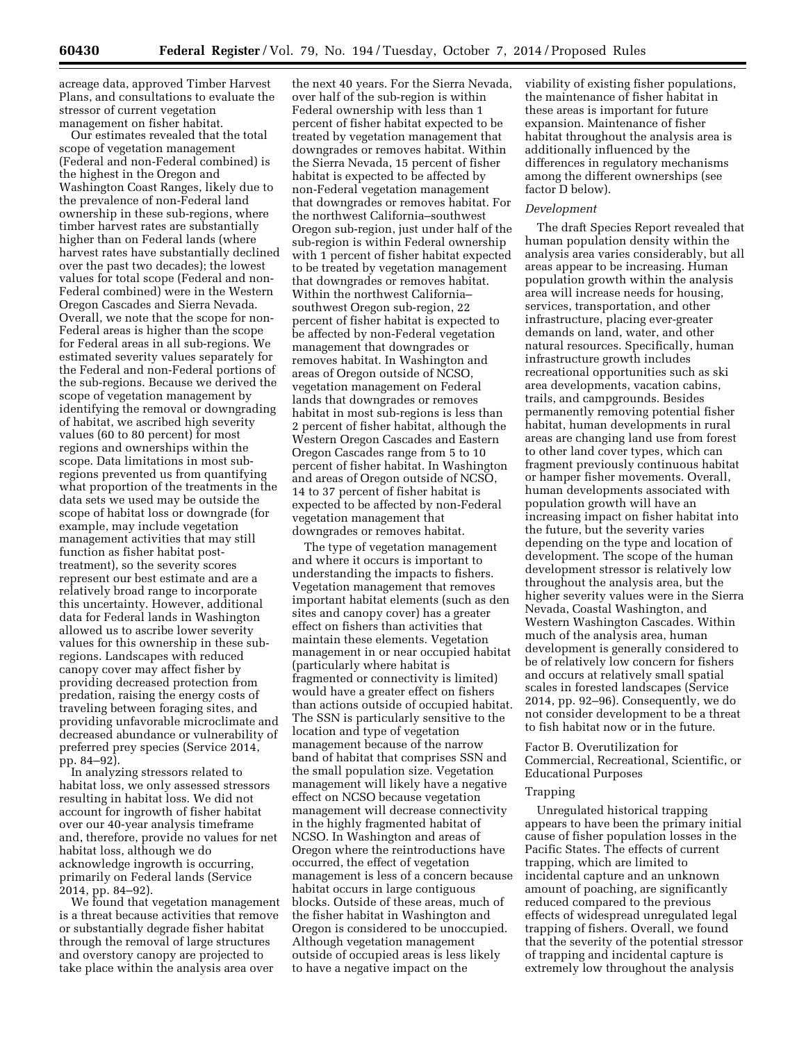acreage data, approved Timber Harvest Plans, and consultations to evaluate the stressor of current vegetation management on fisher habitat.

Our estimates revealed that the total scope of vegetation management (Federal and non-Federal combined) is the highest in the Oregon and Washington Coast Ranges, likely due to the prevalence of non-Federal land ownership in these sub-regions, where timber harvest rates are substantially higher than on Federal lands (where harvest rates have substantially declined over the past two decades); the lowest values for total scope (Federal and non-Federal combined) were in the Western Oregon Cascades and Sierra Nevada. Overall, we note that the scope for non-Federal areas is higher than the scope for Federal areas in all sub-regions. We estimated severity values separately for the Federal and non-Federal portions of the sub-regions. Because we derived the scope of vegetation management by identifying the removal or downgrading of habitat, we ascribed high severity values (60 to 80 percent) for most regions and ownerships within the scope. Data limitations in most sub-regions prevented us from quantifying what proportion of the treatments in the data sets we used may be outside the scope of habitat loss or downgrade (for example, may include vegetation management activities that may still function as fisher habitat post-treatment), so the severity scores represent our best estimate and are a relatively broad range to incorporate this uncertainty. However, additional data for Federal lands in Washington allowed us to ascribe lower severity values for this ownership in these sub-regions. Landscapes with reduced canopy cover may affect fisher by providing decreased protection from predation, raising the energy costs of traveling between foraging sites, and providing unfavorable microclimate and decreased abundance or vulnerability of preferred prey species (Service 2014, pp. 84–92).

In analyzing stressors related to habitat loss, we only assessed stressors resulting in habitat loss. We did not account for ingrowth of fisher habitat over our 40-year analysis timeframe and, therefore, provide no values for net habitat loss, although we do acknowledge ingrowth is occurring, primarily on Federal lands (Service 2014, pp. 84–92).

We found that vegetation management is a threat because activities that remove or substantially degrade fisher habitat through the removal of large structures and overstory canopy are projected to take place within the analysis area over the next 40 years. For the Sierra Nevada, over half of the sub-region is within Federal ownership with less than 1 percent of fisher habitat expected to be treated by vegetation management that downgrades or removes habitat. Within the Sierra Nevada, 15 percent of fisher habitat is expected to be affected by non-Federal vegetation management that downgrades or removes habitat. For the northwest California–southwest Oregon sub-region, just under half of the sub-region is within Federal ownership with 1 percent of fisher habitat expected to be treated by vegetation management that downgrades or removes habitat. Within the northwest California–southwest Oregon sub-region, 22 percent of fisher habitat is expected to be affected by non-Federal vegetation management that downgrades or removes habitat. In Washington and areas of Oregon outside of NCSO, vegetation management on Federal lands that downgrades or removes habitat in most sub-regions is less than 2 percent of fisher habitat, although the Western Oregon Cascades and Eastern Oregon Cascades range from 5 to 10 percent of fisher habitat. In Washington and areas of Oregon outside of NCSO, 14 to 37 percent of fisher habitat is expected to be affected by non-Federal vegetation management that downgrades or removes habitat.

The type of vegetation management and where it occurs is important to understanding the impacts to fishers. Vegetation management that removes important habitat elements (such as den sites and canopy cover) has a greater effect on fishers than activities that maintain these elements. Vegetation management in or near occupied habitat (particularly where habitat is fragmented or connectivity is limited) would have a greater effect on fishers than actions outside of occupied habitat. The SSN is particularly sensitive to the location and type of vegetation management because of the narrow band of habitat that comprises SSN and the small population size. Vegetation management will likely have a negative effect on NCSO because vegetation management will decrease connectivity in the highly fragmented habitat of NCSO. In Washington and areas of Oregon where the reintroductions have occurred, the effect of vegetation management is less of a concern because habitat occurs in large contiguous blocks. Outside of these areas, much of the fisher habitat in Washington and Oregon is considered to be unoccupied. Although vegetation management outside of occupied areas is less likely to have a negative impact on the viability of existing fisher populations, the maintenance of fisher habitat in these areas is important for future expansion. Maintenance of fisher habitat throughout the analysis area is additionally influenced by the differences in regulatory mechanisms among the different ownerships (see factor D below).

*Development*

The draft Species Report revealed that human population density within the analysis area varies considerably, but all areas appear to be increasing. Human population growth within the analysis area will increase needs for housing, services, transportation, and other infrastructure, placing ever-greater demands on land, water, and other natural resources. Specifically, human infrastructure growth includes recreational opportunities such as ski area developments, vacation cabins, trails, and campgrounds. Besides permanently removing potential fisher habitat, human developments in rural areas are changing land use from forest to other land cover types, which can fragment previously continuous habitat or hamper fisher movements. Overall, human developments associated with population growth will have an increasing impact on fisher habitat into the future, but the severity varies depending on the type and location of development. The scope of the human development stressor is relatively low throughout the analysis area, but the higher severity values were in the Sierra Nevada, Coastal Washington, and Western Washington Cascades. Within much of the analysis area, human development is generally considered to be of relatively low concern for fishers and occurs at relatively small spatial scales in forested landscapes (Service 2014, pp. 92–96). Consequently, we do not consider development to be a threat to fish habitat now or in the future.

## Factor B. Overutilization for Commercial, Recreational, Scientific, or Educational Purposes

### Trapping

Unregulated historical trapping appears to have been the primary initial cause of fisher population losses in the Pacific States. The effects of current trapping, which are limited to incidental capture and an unknown amount of poaching, are significantly reduced compared to the previous effects of widespread unregulated legal trapping of fishers. Overall, we found that the severity of the potential stressor of trapping and incidental capture is extremely low throughout the analysis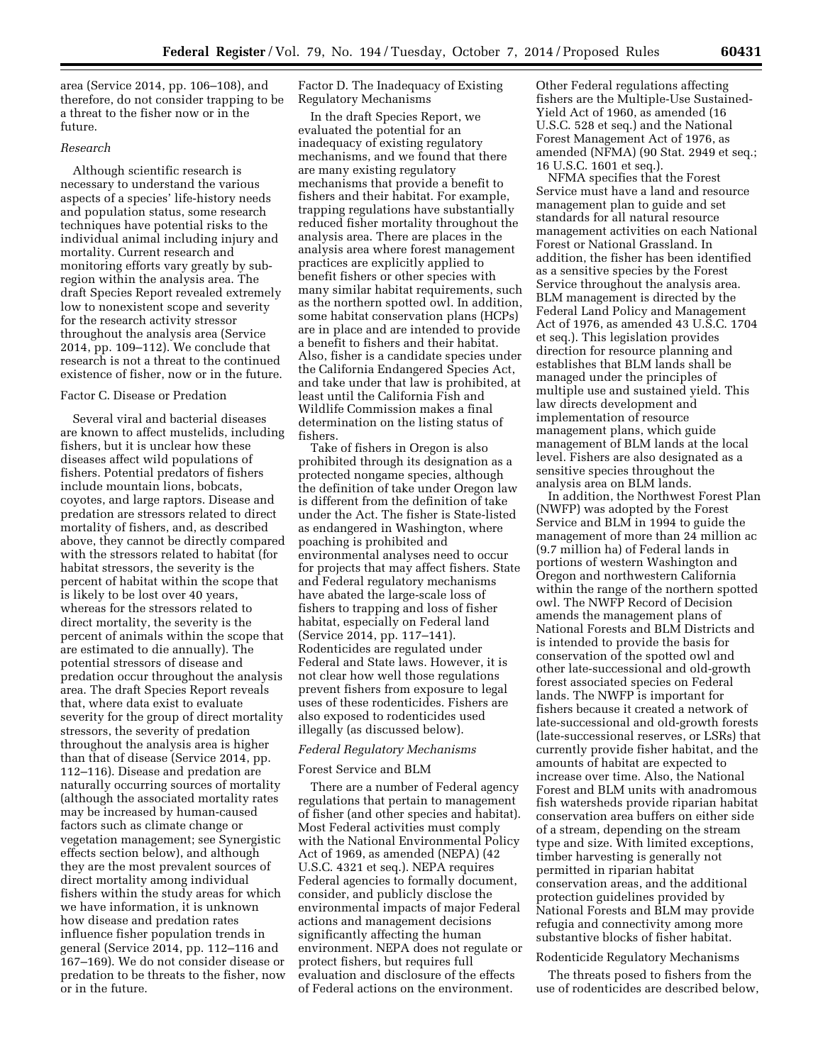area (Service 2014, pp. 106–108), and therefore, do not consider trapping to be a threat to the fisher now or in the future.

*Research*

Although scientific research is necessary to understand the various aspects of a species' life-history needs and population status, some research techniques have potential risks to the individual animal including injury and mortality. Current research and monitoring efforts vary greatly by sub-region within the analysis area. The draft Species Report revealed extremely low to nonexistent scope and severity for the research activity stressor throughout the analysis area (Service 2014, pp. 109–112). We conclude that research is not a threat to the continued existence of fisher, now or in the future.

Factor C. Disease or Predation

Several viral and bacterial diseases are known to affect mustelids, including fishers, but it is unclear how these diseases affect wild populations of fishers. Potential predators of fishers include mountain lions, bobcats, coyotes, and large raptors. Disease and predation are stressors related to direct mortality of fishers, and, as described above, they cannot be directly compared with the stressors related to habitat (for habitat stressors, the severity is the percent of habitat within the scope that is likely to be lost over 40 years, whereas for the stressors related to direct mortality, the severity is the percent of animals within the scope that are estimated to die annually). The potential stressors of disease and predation occur throughout the analysis area. The draft Species Report reveals that, where data exist to evaluate severity for the group of direct mortality stressors, the severity of predation throughout the analysis area is higher than that of disease (Service 2014, pp. 112–116). Disease and predation are naturally occurring sources of mortality (although the associated mortality rates may be increased by human-caused factors such as climate change or vegetation management; see Synergistic effects section below), and although they are the most prevalent sources of direct mortality among individual fishers within the study areas for which we have information, it is unknown how disease and predation rates influence fisher population trends in general (Service 2014, pp. 112–116 and 167–169). We do not consider disease or predation to be threats to the fisher, now or in the future.

Factor D. The Inadequacy of Existing Regulatory Mechanisms

In the draft Species Report, we evaluated the potential for an inadequacy of existing regulatory mechanisms, and we found that there are many existing regulatory mechanisms that provide a benefit to fishers and their habitat. For example, trapping regulations have substantially reduced fisher mortality throughout the analysis area. There are places in the analysis area where forest management practices are explicitly applied to benefit fishers or other species with many similar habitat requirements, such as the northern spotted owl. In addition, some habitat conservation plans (HCPs) are in place and are intended to provide a benefit to fishers and their habitat. Also, fisher is a candidate species under the California Endangered Species Act, and take under that law is prohibited, at least until the California Fish and Wildlife Commission makes a final determination on the listing status of fishers.

Take of fishers in Oregon is also prohibited through its designation as a protected nongame species, although the definition of take under Oregon law is different from the definition of take under the Act. The fisher is State-listed as endangered in Washington, where poaching is prohibited and environmental analyses need to occur for projects that may affect fishers. State and Federal regulatory mechanisms have abated the large-scale loss of fishers to trapping and loss of fisher habitat, especially on Federal land (Service 2014, pp. 117–141). Rodenticides are regulated under Federal and State laws. However, it is not clear how well those regulations prevent fishers from exposure to legal uses of these rodenticides. Fishers are also exposed to rodenticides used illegally (as discussed below).

*Federal Regulatory Mechanisms*

Forest Service and BLM

There are a number of Federal agency regulations that pertain to management of fisher (and other species and habitat). Most Federal activities must comply with the National Environmental Policy Act of 1969, as amended (NEPA) (42 U.S.C. 4321 et seq.). NEPA requires Federal agencies to formally document, consider, and publicly disclose the environmental impacts of major Federal actions and management decisions significantly affecting the human environment. NEPA does not regulate or protect fishers, but requires full evaluation and disclosure of the effects of Federal actions on the environment.

Other Federal regulations affecting fishers are the Multiple-Use Sustained-Yield Act of 1960, as amended (16 U.S.C. 528 et seq.) and the National Forest Management Act of 1976, as amended (NFMA) (90 Stat. 2949 et seq.; 16 U.S.C. 1601 et seq.).

NFMA specifies that the Forest Service must have a land and resource management plan to guide and set standards for all natural resource management activities on each National Forest or National Grassland. In addition, the fisher has been identified as a sensitive species by the Forest Service throughout the analysis area. BLM management is directed by the Federal Land Policy and Management Act of 1976, as amended 43 U.S.C. 1704 et seq.). This legislation provides direction for resource planning and establishes that BLM lands shall be managed under the principles of multiple use and sustained yield. This law directs development and implementation of resource management plans, which guide management of BLM lands at the local level. Fishers are also designated as a sensitive species throughout the analysis area on BLM lands.

In addition, the Northwest Forest Plan (NWFP) was adopted by the Forest Service and BLM in 1994 to guide the management of more than 24 million ac (9.7 million ha) of Federal lands in portions of western Washington and Oregon and northwestern California within the range of the northern spotted owl. The NWFP Record of Decision amends the management plans of National Forests and BLM Districts and is intended to provide the basis for conservation of the spotted owl and other late-successional and old-growth forest associated species on Federal lands. The NWFP is important for fishers because it created a network of late-successional and old-growth forests (late-successional reserves, or LSRs) that currently provide fisher habitat, and the amounts of habitat are expected to increase over time. Also, the National Forest and BLM units with anadromous fish watersheds provide riparian habitat conservation area buffers on either side of a stream, depending on the stream type and size. With limited exceptions, timber harvesting is generally not permitted in riparian habitat conservation areas, and the additional protection guidelines provided by National Forests and BLM may provide refugia and connectivity among more substantive blocks of fisher habitat.

Rodenticide Regulatory Mechanisms

The threats posed to fishers from the use of rodenticides are described below,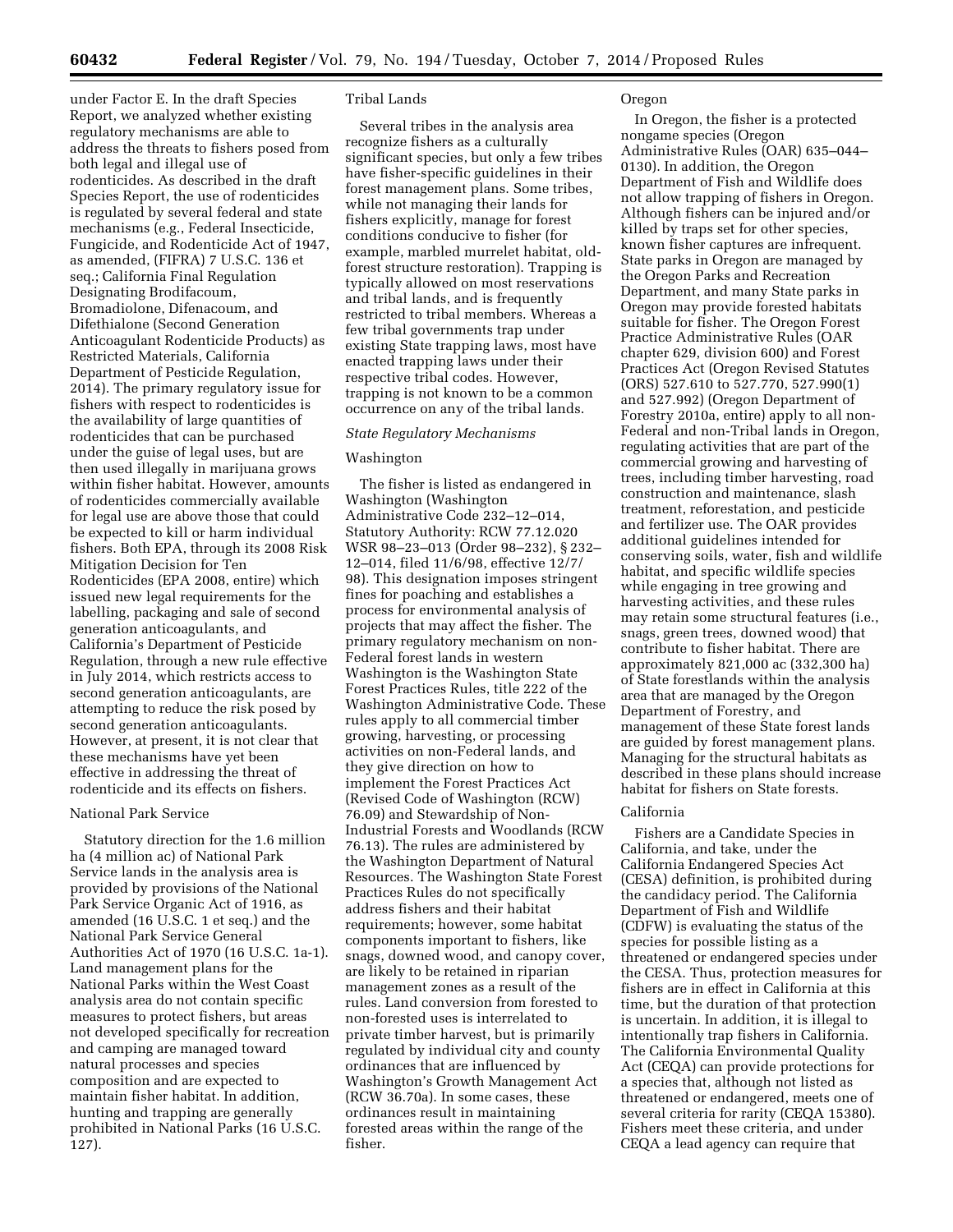under Factor E. In the draft Species Report, we analyzed whether existing regulatory mechanisms are able to address the threats to fishers posed from both legal and illegal use of rodenticides. As described in the draft Species Report, the use of rodenticides is regulated by several Federal and state mechanisms (e.g., Federal Insecticide, Fungicide, and Rodenticide Act of 1947, as amended, (FIFRA) 7 U.S.C. 136 et seq.; California Final Regulation Designating Brodifacoum, Bromadiolone, Difenacoum, and Difethialone (Second Generation Anticoagulant Rodenticide Products) as Restricted Materials, California Department of Pesticide Regulation, 2014). The primary regulatory issue for fishers with respect to rodenticides is the availability of large quantities of rodenticides that can be purchased under the guise of legal uses, but are then used illegally in marijuana grows within fisher habitat. However, amounts of rodenticides commercially available for legal use are above those that could be expected to kill or harm individual fishers. Both EPA, through its 2008 Risk Mitigation Decision for Ten Rodenticides (EPA 2008, entire) which issued new legal requirements for the labelling, packaging and sale of second generation anticoagulants, and California's Department of Pesticide Regulation, through a new rule effective in July 2014, which restricts access to second generation anticoagulants, are attempting to reduce the risk posed by second generation anticoagulants. However, at present, it is not clear that these mechanisms have yet been effective in addressing the threat of rodenticide and its effects on fishers.

National Park Service

Statutory direction for the 1.6 million ha (4 million ac) of National Park Service lands in the analysis area is provided by provisions of the National Park Service Organic Act of 1916, as amended (16 U.S.C. 1 et seq.) and the National Park Service General Authorities Act of 1970 (16 U.S.C. 1a-1). Land management plans for the National Parks within the West Coast analysis area do not contain specific measures to protect fishers, but areas not developed specifically for recreation and camping are managed toward natural processes and species composition and are expected to maintain fisher habitat. In addition, hunting and trapping are generally prohibited in National Parks (16 U.S.C. 127).

Tribal Lands

Several tribes in the analysis area recognize fishers as a culturally significant species, but only a few tribes have fisher-specific guidelines in their forest management plans. Some tribes, while not managing their lands for fishers explicitly, manage for forest conditions conducive to fisher (for example, marbled murrelet habitat, old-forest structure restoration). Trapping is typically allowed on most reservations and tribal lands, and is frequently restricted to tribal members. Whereas a few tribal governments trap under existing State trapping laws, most have enacted trapping laws under their respective tribal codes. However, trapping is not known to be a common occurrence on any of the tribal lands.

*State Regulatory Mechanisms*

Washington

The fisher is listed as endangered in Washington (Washington Administrative Code 232–12–014, Statutory Authority: RCW 77.12.020 WSR 98–23–013 (Order 98–232), § 232–12–014, filed 11/6/98, effective 12/7/98). This designation imposes stringent fines for poaching and establishes a process for environmental analysis of projects that may affect the fisher. The primary regulatory mechanism on non-Federal forest lands in western Washington is the Washington State Forest Practices Rules, title 222 of the Washington Administrative Code. These rules apply to all commercial timber growing, harvesting, or processing activities on non-Federal lands, and they give direction on how to implement the Forest Practices Act (Revised Code of Washington (RCW) 76.09) and Stewardship of Non-Industrial Forests and Woodlands (RCW 76.13). The rules are administered by the Washington Department of Natural Resources. The Washington State Forest Practices Rules do not specifically address fishers and their habitat requirements; however, some habitat components important to fishers, like snags, downed wood, and canopy cover, are likely to be retained in riparian management zones as a result of the rules. Land conversion from forested to non-forested uses is interrelated to private timber harvest, but is primarily regulated by individual city and county ordinances that are influenced by Washington's Growth Management Act (RCW 36.70a). In some cases, these ordinances result in maintaining forested areas within the range of the fisher.

Oregon

In Oregon, the fisher is a protected nongame species (Oregon Administrative Rules (OAR) 635–044–0130). In addition, the Oregon Department of Fish and Wildlife does not allow trapping of fishers in Oregon. Although fishers can be injured and/or killed by traps set for other species, known fisher captures are infrequent. State parks in Oregon are managed by the Oregon Parks and Recreation Department, and many State parks in Oregon may provide forested habitats suitable for fisher. The Oregon Forest Practice Administrative Rules (OAR chapter 629, division 600) and Forest Practices Act (Oregon Revised Statutes (ORS) 527.610 to 527.770, 527.990(1) and 527.992) (Oregon Department of Forestry 2010a, entire) apply to all non-Federal and non-Tribal lands in Oregon, regulating activities that are part of the commercial growing and harvesting of trees, including timber harvesting, road construction and maintenance, slash treatment, reforestation, and pesticide and fertilizer use. The OAR provides additional guidelines intended for conserving soils, water, fish and wildlife habitat, and specific wildlife species while engaging in tree growing and harvesting activities, and these rules may retain some structural features (i.e., snags, green trees, downed wood) that contribute to fisher habitat. There are approximately 821,000 ac (332,300 ha) of State forestlands within the analysis area that are managed by the Oregon Department of Forestry, and management of these State forest lands are guided by forest management plans. Managing for the structural habitats as described in these plans should increase habitat for fishers on State forests.

California

Fishers are a Candidate Species in California, and take, under the California Endangered Species Act (CESA) definition, is prohibited during the candidacy period. The California Department of Fish and Wildlife (CDFW) is evaluating the status of the species for possible listing as a threatened or endangered species under the CESA. Thus, protection measures for fishers are in effect in California at this time, but the duration of that protection is uncertain. In addition, it is illegal to intentionally trap fishers in California. The California Environmental Quality Act (CEQA) can provide protections for a species that, although not listed as threatened or endangered, meets one of several criteria for rarity (CEQA 15380). Fishers meet these criteria, and under CEQA a lead agency can require that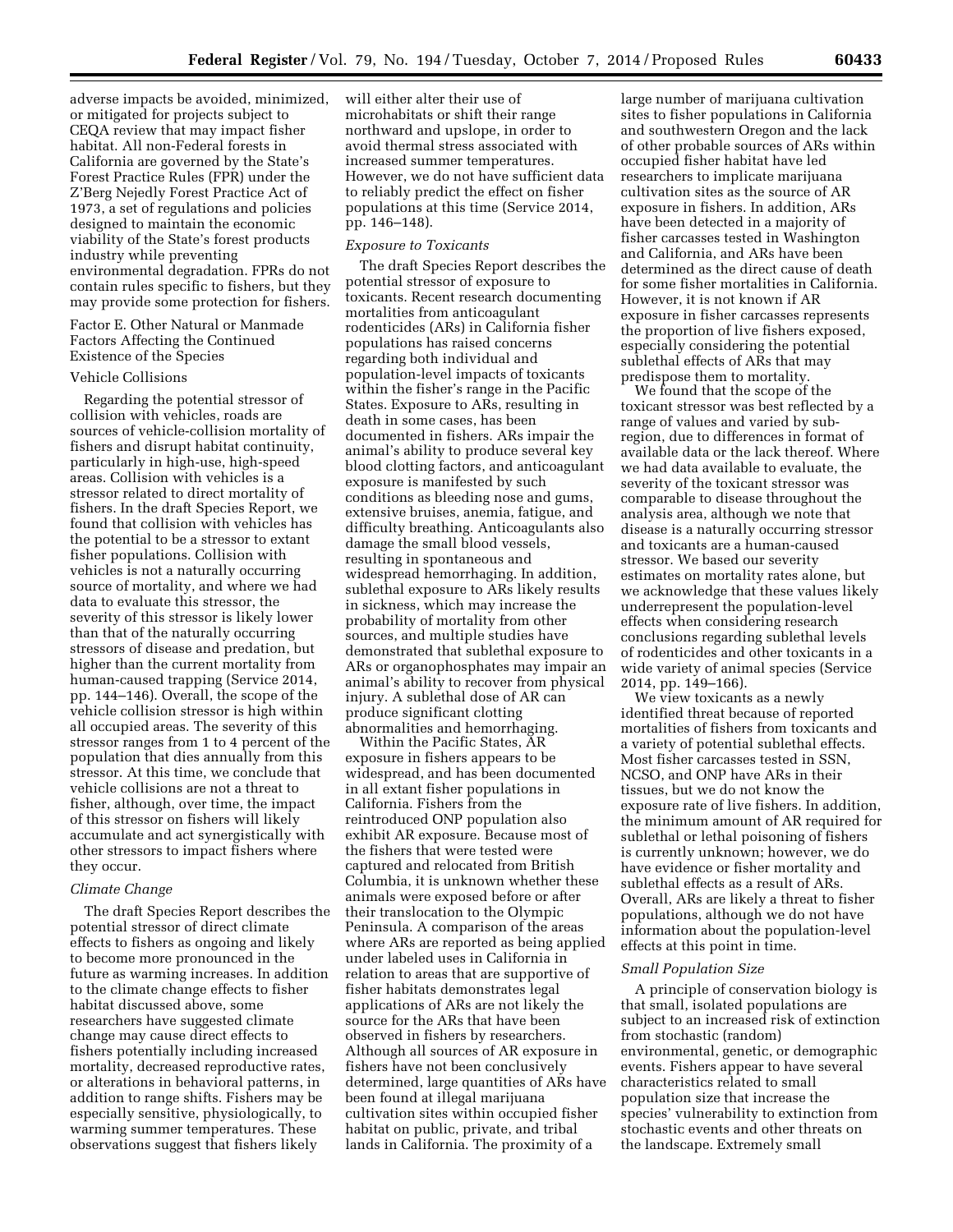adverse impacts be avoided, minimized, or mitigated for projects subject to CEQA review that may impact fisher habitat. All non-Federal forests in California are governed by the State's Forest Practice Rules (FPR) under the Z'Berg Nejedly Forest Practice Act of 1973, a set of regulations and policies designed to maintain the economic viability of the State's forest products industry while preventing environmental degradation. FPRs do not contain rules specific to fishers, but they may provide some protection for fishers.

Factor E. Other Natural or Manmade Factors Affecting the Continued Existence of the Species

Vehicle Collisions

Regarding the potential stressor of collision with vehicles, roads are sources of vehicle-collision mortality of fishers and disrupt habitat continuity, particularly in high-use, high-speed areas. Collision with vehicles is a stressor related to direct mortality of fishers. In the draft Species Report, we found that collision with vehicles has the potential to be a stressor to extant fisher populations. Collision with vehicles is not a naturally occurring source of mortality, and where we had data to evaluate this stressor, the severity of this stressor is likely lower than that of the naturally occurring stressors of disease and predation, but higher than the current mortality from human-caused trapping (Service 2014, pp. 144–146). Overall, the scope of the vehicle collision stressor is high within all occupied areas. The severity of this stressor ranges from 1 to 4 percent of the population that dies annually from this stressor. At this time, we conclude that vehicle collisions are not a threat to fisher, although, over time, the impact of this stressor on fishers will likely accumulate and act synergistically with other stressors to impact fishers where they occur.

*Climate Change*

The draft Species Report describes the potential stressor of direct climate effects to fishers as ongoing and likely to become more pronounced in the future as warming increases. In addition to the climate change effects to fisher habitat discussed above, some researchers have suggested climate change may cause direct effects to fishers potentially including increased mortality, decreased reproductive rates, or alterations in behavioral patterns, in addition to range shifts. Fishers may be especially sensitive, physiologically, to warming summer temperatures. These observations suggest that fishers likely will either alter their use of microhabitats or shift their range northward and upslope, in order to avoid thermal stress associated with increased summer temperatures. However, we do not have sufficient data to reliably predict the effect on fisher populations at this time (Service 2014, pp. 146–148).

*Exposure to Toxicants*

The draft Species Report describes the potential stressor of exposure to toxicants. Recent research documenting mortalities from anticoagulant rodenticides (ARs) in California fisher populations has raised concerns regarding both individual and population-level impacts of toxicants within the fisher's range in the Pacific States. Exposure to ARs, resulting in death in some cases, has been documented in fishers. ARs impair the animal's ability to produce several key blood clotting factors, and anticoagulant exposure is manifested by such conditions as bleeding nose and gums, extensive bruises, anemia, fatigue, and difficulty breathing. Anticoagulants also damage the small blood vessels, resulting in spontaneous and widespread hemorrhaging. In addition, sublethal exposure to ARs likely results in sickness, which may increase the probability of mortality from other sources, and multiple studies have demonstrated that sublethal exposure to ARs or organophosphates may impair an animal's ability to recover from physical injury. A sublethal dose of AR can produce significant clotting abnormalities and hemorrhaging.

Within the Pacific States, AR exposure in fishers appears to be widespread, and has been documented in all extant fisher populations in California. Fishers from the reintroduced ONP population also exhibit AR exposure. Because most of the fishers that were tested were captured and relocated from British Columbia, it is unknown whether these animals were exposed before or after their translocation to the Olympic Peninsula. A comparison of the areas where ARs are reported as being applied under labeled uses in California in relation to areas that are supportive of fisher habitats demonstrates legal applications of ARs are not likely the source for the ARs that have been observed in fishers by researchers. Although all sources of AR exposure in fishers have not been conclusively determined, large quantities of ARs have been found at illegal marijuana cultivation sites within occupied fisher habitat on public, private, and tribal lands in California. The proximity of a large number of marijuana cultivation sites to fisher populations in California and southwestern Oregon and the lack of other probable sources of ARs within occupied fisher habitat have led researchers to implicate marijuana cultivation sites as the source of AR exposure in fishers. In addition, ARs have been detected in a majority of fisher carcasses tested in Washington and California, and ARs have been determined as the direct cause of death for some fisher mortalities in California. However, it is not known if AR exposure in fisher carcasses represents the proportion of live fishers exposed, especially considering the potential sublethal effects of ARs that may predispose them to mortality.

We found that the scope of the toxicant stressor was best reflected by a range of values and varied by sub-region, due to differences in format of available data or the lack thereof. Where we had data available to evaluate, the severity of the toxicant stressor was comparable to disease throughout the analysis area, although we note that disease is a naturally occurring stressor and toxicants are a human-caused stressor. We based our severity estimates on mortality rates alone, but we acknowledge that these values likely underrepresent the population-level effects when considering research conclusions regarding sublethal levels of rodenticides and other toxicants in a wide variety of animal species (Service 2014, pp. 149–166).

We view toxicants as a newly identified threat because of reported mortalities of fishers from toxicants and a variety of potential sublethal effects. Most fisher carcasses tested in SSN, NCSO, and ONP have ARs in their tissues, but we do not know the exposure rate of live fishers. In addition, the minimum amount of AR required for sublethal or lethal poisoning of fishers is currently unknown; however, we do have evidence or fisher mortality and sublethal effects as a result of ARs. Overall, ARs are likely a threat to fisher populations, although we do not have information about the population-level effects at this point in time.

*Small Population Size*

A principle of conservation biology is that small, isolated populations are subject to an increased risk of extinction from stochastic (random) environmental, genetic, or demographic events. Fishers appear to have several characteristics related to small population size that increase the species' vulnerability to extinction from stochastic events and other threats on the landscape. Extremely small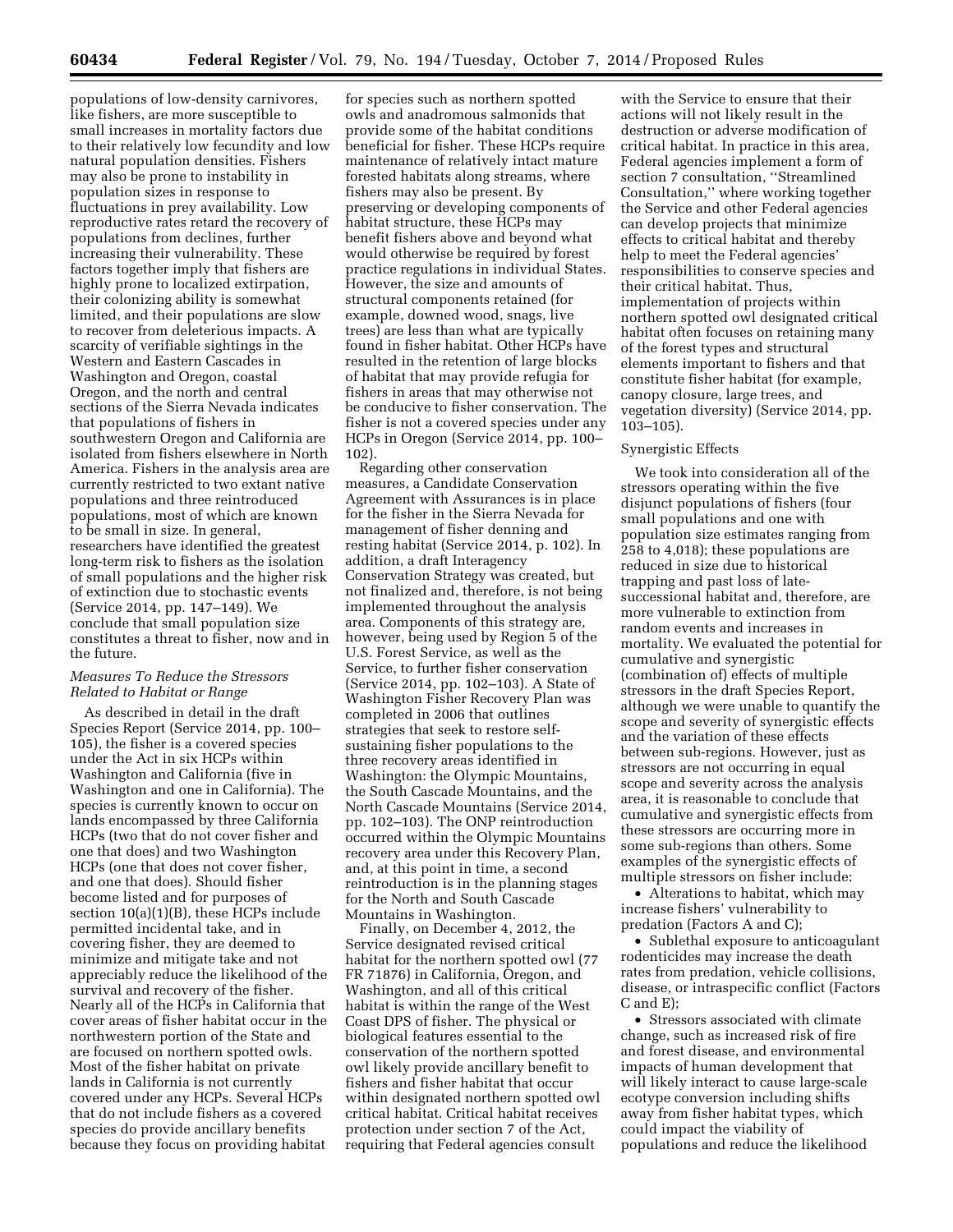populations of low-density carnivores, like fishers, are more susceptible to small increases in mortality factors due to their relatively low fecundity and low natural population densities. Fishers may also be prone to instability in population sizes in response to fluctuations in prey availability. Low reproductive rates retard the recovery of populations from declines, further increasing their vulnerability. These factors together imply that fishers are highly prone to localized extirpation, their colonizing ability is somewhat limited, and their populations are slow to recover from deleterious impacts. A scarcity of verifiable sightings in the Western and Eastern Cascades in Washington and Oregon, coastal Oregon, and the north and central sections of the Sierra Nevada indicates that populations of fishers in southwestern Oregon and California are isolated from fishers elsewhere in North America. Fishers in the analysis area are currently restricted to two extant native populations and three reintroduced populations, most of which are known to be small in size. In general, researchers have identified the greatest long-term risk to fishers as the isolation of small populations and the higher risk of extinction due to stochastic events (Service 2014, pp. 147–149). We conclude that small population size constitutes a threat to fisher, now and in the future.

*Measures To Reduce the Stressors Related to Habitat or Range*

As described in detail in the draft Species Report (Service 2014, pp. 100–105), the fisher is a covered species under the Act in six HCPs within Washington and California (five in Washington and one in California). The species is currently known to occur on lands encompassed by three California HCPs (two that do not cover fisher and one that does) and two Washington HCPs (one that does not cover fisher, and one that does). Should fisher become listed and for purposes of section 10(a)(1)(B), these HCPs include permitted incidental take, and in covering fisher, they are deemed to minimize and mitigate take and not appreciably reduce the likelihood of the survival and recovery of the fisher. Nearly all of the HCPs in California that cover areas of fisher habitat occur in the northwestern portion of the State and are focused on northern spotted owls. Most of the fisher habitat on private lands in California is not currently covered under any HCPs. Several HCPs that do not include fishers as a covered species do provide ancillary benefits because they focus on providing habitat for species such as northern spotted owls and anadromous salmonids that provide some of the habitat conditions beneficial for fisher. These HCPs require maintenance of relatively intact mature forested habitats along streams, where fishers may also be present. By preserving or developing components of habitat structure, these HCPs may benefit fishers above and beyond what would otherwise be required by forest practice regulations in individual States. However, the size and amounts of structural components retained (for example, downed wood, snags, live trees) are less than what are typically found in fisher habitat. Other HCPs have resulted in the retention of large blocks of habitat that may provide refugia for fishers in areas that may otherwise not be conducive to fisher conservation. The fisher is not a covered species under any HCPs in Oregon (Service 2014, pp. 100–102).

Regarding other conservation measures, a Candidate Conservation Agreement with Assurances is in place for the fisher in the Sierra Nevada for management of fisher denning and resting habitat (Service 2014, p. 102). In addition, a draft Interagency Conservation Strategy was created, but not finalized and, therefore, is not being implemented throughout the analysis area. Components of this strategy are, however, being used by Region 5 of the U.S. Forest Service, as well as the Service, to further fisher conservation (Service 2014, pp. 102–103). A State of Washington Fisher Recovery Plan was completed in 2006 that outlines strategies that seek to restore self-sustaining fisher populations to the three recovery areas identified in Washington: the Olympic Mountains, the South Cascade Mountains, and the North Cascade Mountains (Service 2014, pp. 102–103). The ONP reintroduction occurred within the Olympic Mountains recovery area under this Recovery Plan, and, at this point in time, a second reintroduction is in the planning stages for the North and South Cascade Mountains in Washington.

Finally, on December 4, 2012, the Service designated revised critical habitat for the northern spotted owl (77 FR 71876) in California, Oregon, and Washington, and all of this critical habitat is within the range of the West Coast DPS of fisher. The physical or biological features essential to the conservation of the northern spotted owl likely provide ancillary benefit to fishers and fisher habitat that occur within designated northern spotted owl critical habitat. Critical habitat receives protection under section 7 of the Act, requiring that Federal agencies consult with the Service to ensure that their actions will not likely result in the destruction or adverse modification of critical habitat. In practice in this area, Federal agencies implement a form of section 7 consultation, "Streamlined Consultation," where working together the Service and other Federal agencies can develop projects that minimize effects to critical habitat and thereby help to meet the Federal agencies' responsibilities to conserve species and their critical habitat. Thus, implementation of projects within northern spotted owl designated critical habitat often focuses on retaining many of the forest types and structural elements important to fishers and that constitute fisher habitat (for example, canopy closure, large trees, and vegetation diversity) (Service 2014, pp. 103–105).

Synergistic Effects

We took into consideration all of the stressors operating within the five disjunct populations of fishers (four small populations and one with population size estimates ranging from 258 to 4,018); these populations are reduced in size due to historical trapping and past loss of late-successional habitat and, therefore, are more vulnerable to extinction from random events and increases in mortality. We evaluated the potential for cumulative and synergistic (combination of) effects of multiple stressors in the draft Species Report, although we were unable to quantify the scope and severity of synergistic effects and the variation of these effects between sub-regions. However, just as stressors are not occurring in equal scope and severity across the analysis area, it is reasonable to conclude that cumulative and synergistic effects from these stressors are occurring more in some sub-regions than others. Some examples of the synergistic effects of multiple stressors on fisher include:

- Alterations to habitat, which may increase fishers' vulnerability to predation (Factors A and C);
- Sublethal exposure to anticoagulant rodenticides may increase the death rates from predation, vehicle collisions, disease, or intraspecific conflict (Factors C and E);
- Stressors associated with climate change, such as increased risk of fire and forest disease, and environmental impacts of human development that will likely interact to cause large-scale ecotype conversion including shifts away from fisher habitat types, which could impact the viability of populations and reduce the likelihood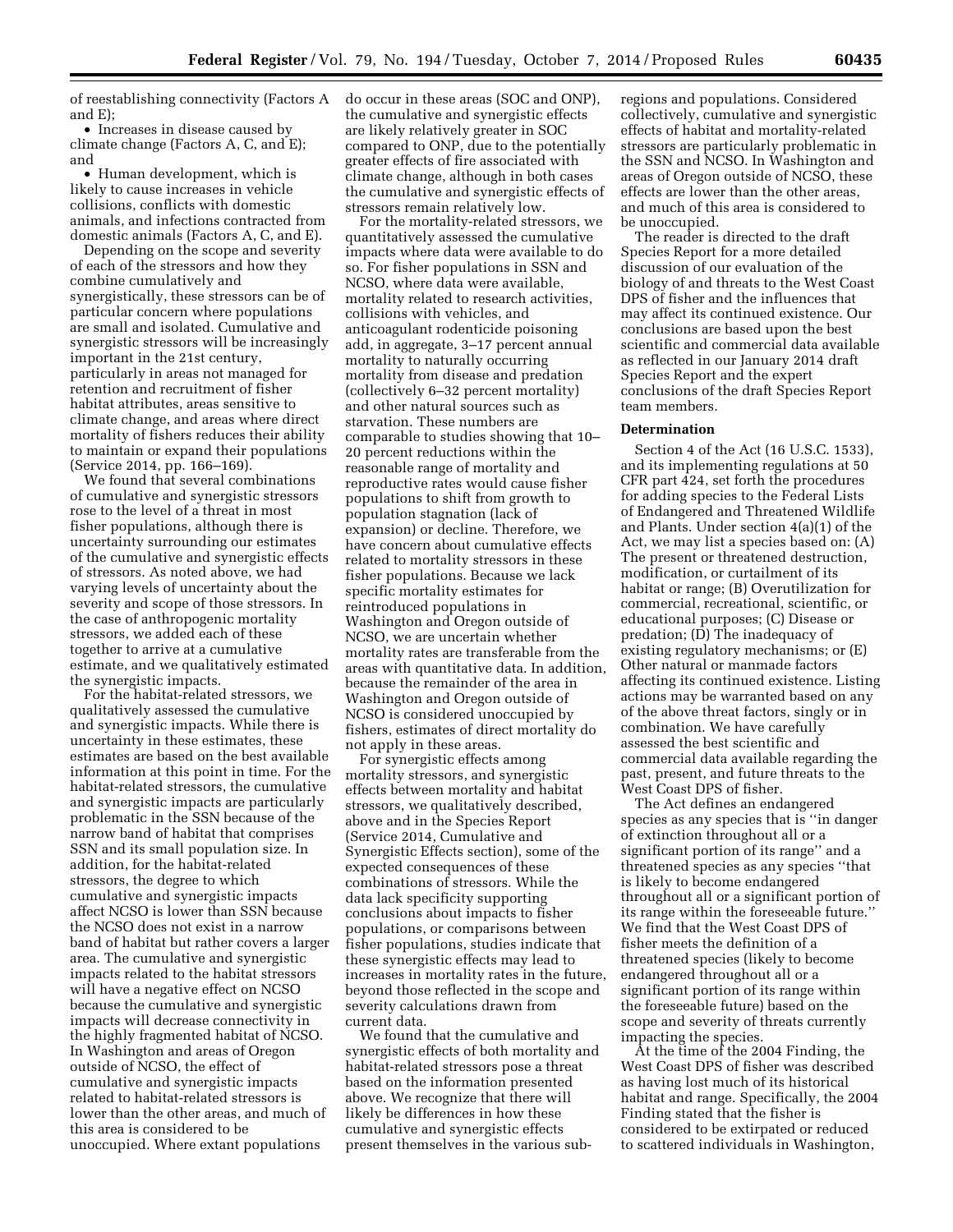of reestablishing connectivity (Factors A and E);

- Increases in disease caused by climate change (Factors A, C, and E); and
- Human development, which is likely to cause increases in vehicle collisions, conflicts with domestic animals, and infections contracted from domestic animals (Factors A, C, and E).

Depending on the scope and severity of each of the stressors and how they combine cumulatively and synergistically, these stressors can be of particular concern where populations are small and isolated. Cumulative and synergistic stressors will be increasingly important in the 21st century, particularly in areas not managed for retention and recruitment of fisher habitat attributes, areas sensitive to climate change, and areas where direct mortality of fishers reduces their ability to maintain or expand their populations (Service 2014, pp. 166–169).

We found that several combinations of cumulative and synergistic stressors rose to the level of a threat in most fisher populations, although there is uncertainty surrounding our estimates of the cumulative and synergistic effects of stressors. As noted above, we had varying levels of uncertainty about the severity and scope of those stressors. In the case of anthropogenic mortality stressors, we added each of these together to arrive at a cumulative estimate, and we qualitatively estimated the synergistic impacts.

For the habitat-related stressors, we qualitatively assessed the cumulative and synergistic impacts. While there is uncertainty in these estimates, these estimates are based on the best available information at this point in time. For the habitat-related stressors, the cumulative and synergistic impacts are particularly problematic in the SSN because of the narrow band of habitat that comprises SSN and its small population size. In addition, for the habitat-related stressors, the degree to which cumulative and synergistic impacts affect NCSO is lower than SSN because the NCSO does not exist in a narrow band of habitat but rather covers a larger area. The cumulative and synergistic impacts related to the habitat stressors will have a negative effect on NCSO because the cumulative and synergistic impacts will decrease connectivity in the highly fragmented habitat of NCSO. In Washington and areas of Oregon outside of NCSO, the effect of cumulative and synergistic impacts related to habitat-related stressors is lower than the other areas, and much of this area is considered to be unoccupied. Where extant populations do occur in these areas (SOC and ONP), the cumulative and synergistic effects are likely relatively greater in SOC compared to ONP, due to the potentially greater effects of fire associated with climate change, although in both cases the cumulative and synergistic effects of stressors remain relatively low.

For the mortality-related stressors, we quantitatively assessed the cumulative impacts where data were available to do so. For fisher populations in SSN and NCSO, where data were available, mortality related to research activities, collisions with vehicles, and anticoagulant rodenticide poisoning add, in aggregate, 3–17 percent annual mortality to naturally occurring mortality from disease and predation (collectively 6–32 percent mortality) and other natural sources such as starvation. These numbers are comparable to studies showing that 10–20 percent reductions within the reasonable range of mortality and reproductive rates would cause fisher populations to shift from growth to population stagnation (lack of expansion) or decline. Therefore, we have concern about cumulative effects related to mortality stressors in these fisher populations. Because we lack specific mortality estimates for reintroduced populations in Washington and Oregon outside of NCSO, we are uncertain whether mortality rates are transferable from the areas with quantitative data. In addition, because the remainder of the area in Washington and Oregon outside of NCSO is considered unoccupied by fishers, estimates of direct mortality do not apply in these areas.

For synergistic effects among mortality stressors, and synergistic effects between mortality and habitat stressors, we qualitatively described, above and in the Species Report (Service 2014, Cumulative and Synergistic Effects section), some of the expected consequences of these combinations of stressors. While the data lack specificity supporting conclusions about impacts to fisher populations, or comparisons between fisher populations, studies indicate that these synergistic effects may lead to increases in mortality rates in the future, beyond those reflected in the scope and severity calculations drawn from current data.

We found that the cumulative and synergistic effects of both mortality and habitat-related stressors pose a threat based on the information presented above. We recognize that there will likely be differences in how these cumulative and synergistic effects present themselves in the various sub-regions and populations. Considered collectively, cumulative and synergistic effects of habitat and mortality-related stressors are particularly problematic in the SSN and NCSO. In Washington and areas of Oregon outside of NCSO, these effects are lower than the other areas, and much of this area is considered to be unoccupied.

The reader is directed to the draft Species Report for a more detailed discussion of our evaluation of the biology of and threats to the West Coast DPS of fisher and the influences that may affect its continued existence. Our conclusions are based upon the best scientific and commercial data available as reflected in our January 2014 draft Species Report and the expert conclusions of the draft Species Report team members.

## Determination

Section 4 of the Act (16 U.S.C. 1533), and its implementing regulations at 50 CFR part 424, set forth the procedures for adding species to the Federal Lists of Endangered and Threatened Wildlife and Plants. Under section 4(a)(1) of the Act, we may list a species based on: (A) The present or threatened destruction, modification, or curtailment of its habitat or range; (B) Overutilization for commercial, recreational, scientific, or educational purposes; (C) Disease or predation; (D) The inadequacy of existing regulatory mechanisms; or (E) Other natural or manmade factors affecting its continued existence. Listing actions may be warranted based on any of the above threat factors, singly or in combination. We have carefully assessed the best scientific and commercial data available regarding the past, present, and future threats to the West Coast DPS of fisher.

The Act defines an endangered species as any species that is ''in danger of extinction throughout all or a significant portion of its range'' and a threatened species as any species ''that is likely to become endangered throughout all or a significant portion of its range within the foreseeable future.'' We find that the West Coast DPS of fisher meets the definition of a threatened species (likely to become endangered throughout all or a significant portion of its range within the foreseeable future) based on the scope and severity of threats currently impacting the species.

At the time of the 2004 Finding, the West Coast DPS of fisher was described as having lost much of its historical habitat and range. Specifically, the 2004 Finding stated that the fisher is considered to be extirpated or reduced to scattered individuals in Washington,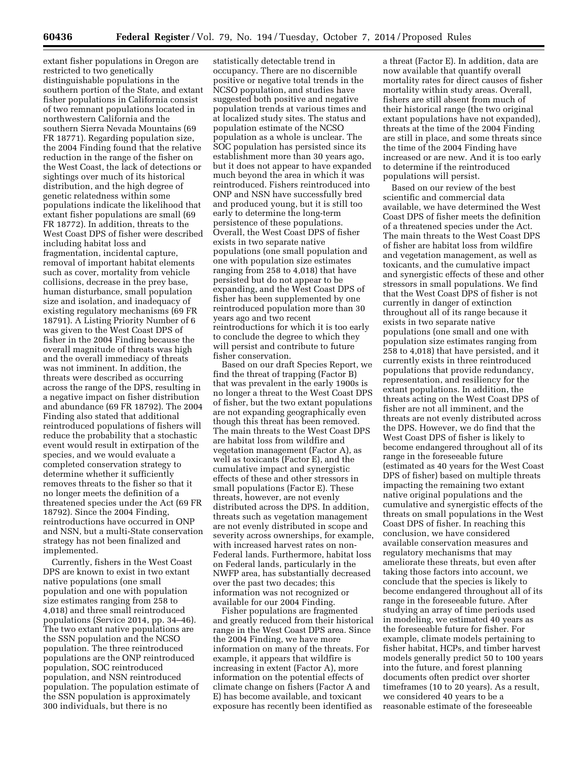extant fisher populations in Oregon are restricted to two genetically distinguishable populations in the southern portion of the State, and extant fisher populations in California consist of two remnant populations located in northwestern California and the southern Sierra Nevada Mountains (69 FR 18771). Regarding population size, the 2004 Finding found that the relative reduction in the range of the fisher on the West Coast, the lack of detections or sightings over much of its historical distribution, and the high degree of genetic relatedness within some populations indicate the likelihood that extant fisher populations are small (69 FR 18772). In addition, threats to the West Coast DPS of fisher were described including habitat loss and fragmentation, incidental capture, removal of important habitat elements such as cover, mortality from vehicle collisions, decrease in the prey base, human disturbance, small population size and isolation, and inadequacy of existing regulatory mechanisms (69 FR 18791). A Listing Priority Number of 6 was given to the West Coast DPS of fisher in the 2004 Finding because the overall magnitude of threats was high and the overall immediacy of threats was not imminent. In addition, the threats were described as occurring across the range of the DPS, resulting in a negative impact on fisher distribution and abundance (69 FR 18792). The 2004 Finding also stated that additional reintroduced populations of fishers will reduce the probability that a stochastic event would result in extirpation of the species, and we would evaluate a completed conservation strategy to determine whether it sufficiently removes threats to the fisher so that it no longer meets the definition of a threatened species under the Act (69 FR 18792). Since the 2004 Finding, reintroductions have occurred in ONP and NSN, but a multi-State conservation strategy has not been finalized and implemented.

Currently, fishers in the West Coast DPS are known to exist in two extant native populations (one small population and one with population size estimates ranging from 258 to 4,018) and three small reintroduced populations (Service 2014, pp. 34–46). The two extant native populations are the SSN population and the NCSO population. The three reintroduced populations are the ONP reintroduced population, SOC reintroduced population, and NSN reintroduced population. The population estimate of the SSN population is approximately 300 individuals, but there is no statistically detectable trend in occupancy. There are no discernible positive or negative total trends in the NCSO population, and studies have suggested both positive and negative population trends at various times and at localized study sites. The status and population estimate of the NCSO population as a whole is unclear. The SOC population has persisted since its establishment more than 30 years ago, but it does not appear to have expanded much beyond the area in which it was reintroduced. Fishers reintroduced into ONP and NSN have successfully bred and produced young, but it is still too early to determine the long-term persistence of these populations. Overall, the West Coast DPS of fisher exists in two separate native populations (one small population and one with population size estimates ranging from 258 to 4,018) that have persisted but do not appear to be expanding, and the West Coast DPS of fisher has been supplemented by one reintroduced population more than 30 years ago and two recent reintroductions for which it is too early to conclude the degree to which they will persist and contribute to future fisher conservation.

Based on our draft Species Report, we find the threat of trapping (Factor B) that was prevalent in the early 1900s is no longer a threat to the West Coast DPS of fisher, but the two extant populations are not expanding geographically even though this threat has been removed. The main threats to the West Coast DPS are habitat loss from wildfire and vegetation management (Factor A), as well as toxicants (Factor E), and the cumulative impact and synergistic effects of these and other stressors in small populations (Factor E). These threats, however, are not evenly distributed across the DPS. In addition, threats such as vegetation management are not evenly distributed in scope and severity across ownerships, for example, with increased harvest rates on non-Federal lands. Furthermore, habitat loss on Federal lands, particularly in the NWFP area, has substantially decreased over the past two decades; this information was not recognized or available for our 2004 Finding.

Fisher populations are fragmented and greatly reduced from their historical range in the West Coast DPS area. Since the 2004 Finding, we have more information on many of the threats. For example, it appears that wildfire is increasing in extent (Factor A), more information on the potential effects of climate change on fishers (Factor A and E) has become available, and toxicant exposure has recently been identified as a threat (Factor E). In addition, data are now available that quantify overall mortality rates for direct causes of fisher mortality within study areas. Overall, fishers are still absent from much of their historical range (the two original extant populations have not expanded), threats at the time of the 2004 Finding are still in place, and some threats since the time of the 2004 Finding have increased or are new. And it is too early to determine if the reintroduced populations will persist.

Based on our review of the best scientific and commercial data available, we have determined the West Coast DPS of fisher meets the definition of a threatened species under the Act. The main threats to the West Coast DPS of fisher are habitat loss from wildfire and vegetation management, as well as toxicants, and the cumulative impact and synergistic effects of these and other stressors in small populations. We find that the West Coast DPS of fisher is not currently in danger of extinction throughout all of its range because it exists in two separate native populations (one small and one with population size estimates ranging from 258 to 4,018) that have persisted, and it currently exists in three reintroduced populations that provide redundancy, representation, and resiliency for the extant populations. In addition, the threats acting on the West Coast DPS of fisher are not all imminent, and the threats are not evenly distributed across the DPS. However, we do find that the West Coast DPS of fisher is likely to become endangered throughout all of its range in the foreseeable future (estimated as 40 years for the West Coast DPS of fisher) based on multiple threats impacting the remaining two extant native original populations and the cumulative and synergistic effects of the threats on small populations in the West Coast DPS of fisher. In reaching this conclusion, we have considered available conservation measures and regulatory mechanisms that may ameliorate these threats, but even after taking those factors into account, we conclude that the species is likely to become endangered throughout all of its range in the foreseeable future. After studying an array of time periods used in modeling, we estimated 40 years as the foreseeable future for fisher. For example, climate models pertaining to fisher habitat, HCPs, and timber harvest models generally predict 50 to 100 years into the future, and forest planning documents often predict over shorter timeframes (10 to 20 years). As a result, we considered 40 years to be a reasonable estimate of the foreseeable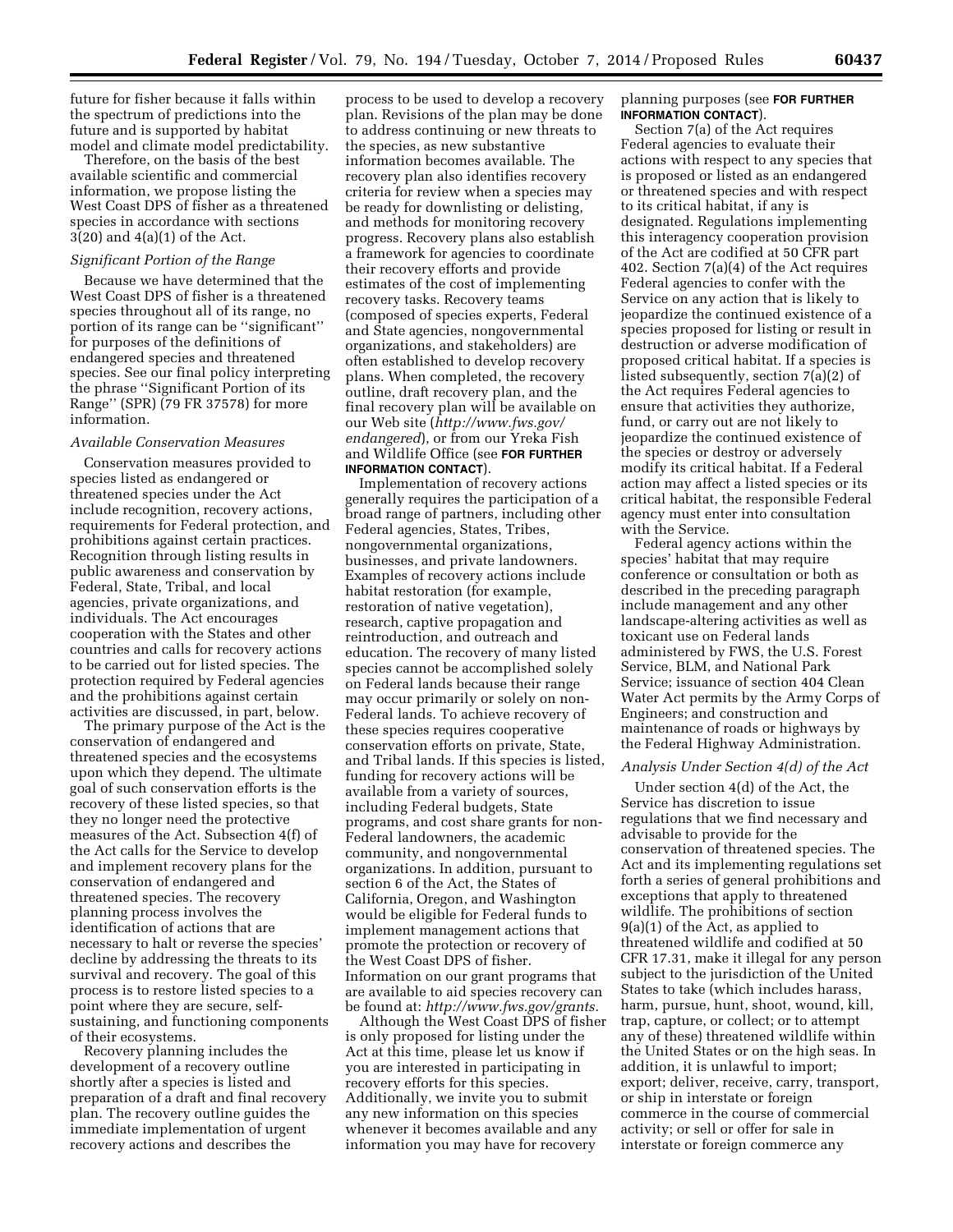future for fisher because it falls within the spectrum of predictions into the future and is supported by habitat model and climate model predictability.

Therefore, on the basis of the best available scientific and commercial information, we propose listing the West Coast DPS of fisher as a threatened species in accordance with sections 3(20) and 4(a)(1) of the Act.

*Significant Portion of the Range*

Because we have determined that the West Coast DPS of fisher is a threatened species throughout all of its range, no portion of its range can be ''significant'' for purposes of the definitions of endangered species and threatened species. See our final policy interpreting the phrase ''Significant Portion of its Range'' (SPR) (79 FR 37578) for more information.

*Available Conservation Measures*

Conservation measures provided to species listed as endangered or threatened species under the Act include recognition, recovery actions, requirements for Federal protection, and prohibitions against certain practices. Recognition through listing results in public awareness and conservation by Federal, State, Tribal, and local agencies, private organizations, and individuals. The Act encourages cooperation with the States and other countries and calls for recovery actions to be carried out for listed species. The protection required by Federal agencies and the prohibitions against certain activities are discussed, in part, below.

The primary purpose of the Act is the conservation of endangered and threatened species and the ecosystems upon which they depend. The ultimate goal of such conservation efforts is the recovery of these listed species, so that they no longer need the protective measures of the Act. Subsection 4(f) of the Act calls for the Service to develop and implement recovery plans for the conservation of endangered and threatened species. The recovery planning process involves the identification of actions that are necessary to halt or reverse the species' decline by addressing the threats to its survival and recovery. The goal of this process is to restore listed species to a point where they are secure, self-sustaining, and functioning components of their ecosystems.

Recovery planning includes the development of a recovery outline shortly after a species is listed and preparation of a draft and final recovery plan. The recovery outline guides the immediate implementation of urgent recovery actions and describes the process to be used to develop a recovery plan. Revisions of the plan may be done to address continuing or new threats to the species, as new substantive information becomes available. The recovery plan also identifies recovery criteria for review when a species may be ready for downlisting or delisting, and methods for monitoring recovery progress. Recovery plans also establish a framework for agencies to coordinate their recovery efforts and provide estimates of the cost of implementing recovery tasks. Recovery teams (composed of species experts, Federal and State agencies, nongovernmental organizations, and stakeholders) are often established to develop recovery plans. When completed, the recovery outline, draft recovery plan, and the final recovery plan will be available on our Web site (*http://www.fws.gov/endangered*), or from our Yreka Fish and Wildlife Office (see **FOR FURTHER INFORMATION CONTACT**).

Implementation of recovery actions generally requires the participation of a broad range of partners, including other Federal agencies, States, Tribes, nongovernmental organizations, businesses, and private landowners. Examples of recovery actions include habitat restoration (for example, restoration of native vegetation), research, captive propagation and reintroduction, and outreach and education. The recovery of many listed species cannot be accomplished solely on Federal lands because their range may occur primarily or solely on non-Federal lands. To achieve recovery of these species requires cooperative conservation efforts on private, State, and Tribal lands. If this species is listed, funding for recovery actions will be available from a variety of sources, including Federal budgets, State programs, and cost share grants for non-Federal landowners, the academic community, and nongovernmental organizations. In addition, pursuant to section 6 of the Act, the States of California, Oregon, and Washington would be eligible for Federal funds to implement management actions that promote the protection or recovery of the West Coast DPS of fisher. Information on our grant programs that are available to aid species recovery can be found at: *http://www.fws.gov/grants.*

Although the West Coast DPS of fisher is only proposed for listing under the Act at this time, please let us know if you are interested in participating in recovery efforts for this species. Additionally, we invite you to submit any new information on this species whenever it becomes available and any information you may have for recovery planning purposes (see **FOR FURTHER INFORMATION CONTACT**).

Section 7(a) of the Act requires Federal agencies to evaluate their actions with respect to any species that is proposed or listed as an endangered or threatened species and with respect to its critical habitat, if any is designated. Regulations implementing this interagency cooperation provision of the Act are codified at 50 CFR part 402. Section 7(a)(4) of the Act requires Federal agencies to confer with the Service on any action that is likely to jeopardize the continued existence of a species proposed for listing or result in destruction or adverse modification of proposed critical habitat. If a species is listed subsequently, section 7(a)(2) of the Act requires Federal agencies to ensure that activities they authorize, fund, or carry out are not likely to jeopardize the continued existence of the species or destroy or adversely modify its critical habitat. If a Federal action may affect a listed species or its critical habitat, the responsible Federal agency must enter into consultation with the Service.

Federal agency actions within the species' habitat that may require conference or consultation or both as described in the preceding paragraph include management and any other landscape-altering activities as well as toxicant use on Federal lands administered by FWS, the U.S. Forest Service, BLM, and National Park Service; issuance of section 404 Clean Water Act permits by the Army Corps of Engineers; and construction and maintenance of roads or highways by the Federal Highway Administration.

*Analysis Under Section 4(d) of the Act*

Under section 4(d) of the Act, the Service has discretion to issue regulations that we find necessary and advisable to provide for the conservation of threatened species. The Act and its implementing regulations set forth a series of general prohibitions and exceptions that apply to threatened wildlife. The prohibitions of section 9(a)(1) of the Act, as applied to threatened wildlife and codified at 50 CFR 17.31, make it illegal for any person subject to the jurisdiction of the United States to take (which includes harass, harm, pursue, hunt, shoot, wound, kill, trap, capture, or collect; or to attempt any of these) threatened wildlife within the United States or on the high seas. In addition, it is unlawful to import; export; deliver, receive, carry, transport, or ship in interstate or foreign commerce in the course of commercial activity; or sell or offer for sale in interstate or foreign commerce any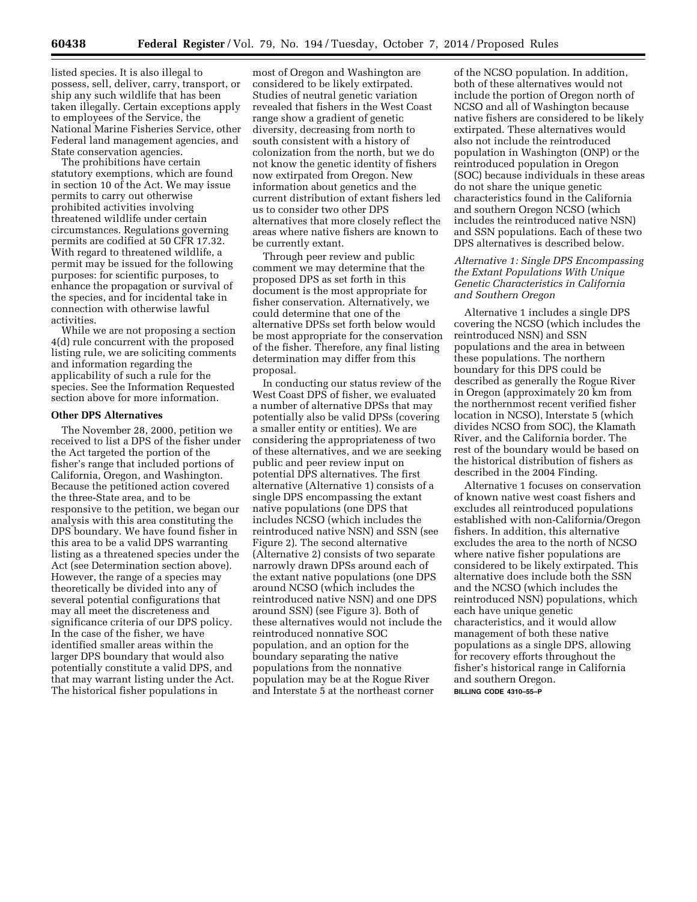listed species. It is also illegal to possess, sell, deliver, carry, transport, or ship any such wildlife that has been taken illegally. Certain exceptions apply to employees of the Service, the National Marine Fisheries Service, other Federal land management agencies, and State conservation agencies.

The prohibitions have certain statutory exemptions, which are found in section 10 of the Act. We may issue permits to carry out otherwise prohibited activities involving threatened wildlife under certain circumstances. Regulations governing permits are codified at 50 CFR 17.32. With regard to threatened wildlife, a permit may be issued for the following purposes: for scientific purposes, to enhance the propagation or survival of the species, and for incidental take in connection with otherwise lawful activities.

While we are not proposing a section 4(d) rule concurrent with the proposed listing rule, we are soliciting comments and information regarding the applicability of such a rule for the species. See the Information Requested section above for more information.

**Other DPS Alternatives**

The November 28, 2000, petition we received to list a DPS of the fisher under the Act targeted the portion of the fisher's range that included portions of California, Oregon, and Washington. Because the petitioned action covered the three-State area, and to be responsive to the petition, we began our analysis with this area constituting the DPS boundary. We have found fisher in this area to be a valid DPS warranting listing as a threatened species under the Act (see Determination section above). However, the range of a species may theoretically be divided into any of several potential configurations that may all meet the discreteness and significance criteria of our DPS policy. In the case of the fisher, we have identified smaller areas within the larger DPS boundary that would also potentially constitute a valid DPS, and that may warrant listing under the Act. The historical fisher populations in most of Oregon and Washington are considered to be likely extirpated. Studies of neutral genetic variation revealed that fishers in the West Coast range show a gradient of genetic diversity, decreasing from north to south consistent with a history of colonization from the north, but we do not know the genetic identity of fishers now extirpated from Oregon. New information about genetics and the current distribution of extant fishers led us to consider two other DPS alternatives that more closely reflect the areas where native fishers are known to be currently extant.

Through peer review and public comment we may determine that the proposed DPS as set forth in this document is the most appropriate for fisher conservation. Alternatively, we could determine that one of the alternative DPSs set forth below would be most appropriate for the conservation of the fisher. Therefore, any final listing determination may differ from this proposal.

In conducting our status review of the West Coast DPS of fisher, we evaluated a number of alternative DPSs that may potentially also be valid DPSs (covering a smaller entity or entities). We are considering the appropriateness of two of these alternatives, and we are seeking public and peer review input on potential DPS alternatives. The first alternative (Alternative 1) consists of a single DPS encompassing the extant native populations (one DPS that includes NCSO (which includes the reintroduced native NSN) and SSN (see Figure 2). The second alternative (Alternative 2) consists of two separate narrowly drawn DPSs around each of the extant native populations (one DPS around NCSO (which includes the reintroduced native NSN) and one DPS around SSN) (see Figure 3). Both of these alternatives would not include the reintroduced nonnative SOC population, and an option for the boundary separating the native populations from the nonnative population may be at the Rogue River and Interstate 5 at the northeast corner of the NCSO population. In addition, both of these alternatives would not include the portion of Oregon north of NCSO and all of Washington because native fishers are considered to be likely extirpated. These alternatives would also not include the reintroduced population in Washington (ONP) or the reintroduced population in Oregon (SOC) because individuals in these areas do not share the unique genetic characteristics found in the California and southern Oregon NCSO (which includes the reintroduced native NSN) and SSN populations. Each of these two DPS alternatives is described below.

*Alternative 1: Single DPS Encompassing the Extant Populations With Unique Genetic Characteristics in California and Southern Oregon*

Alternative 1 includes a single DPS covering the NCSO (which includes the reintroduced NSN) and SSN populations and the area in between these populations. The northern boundary for this DPS could be described as generally the Rogue River in Oregon (approximately 20 km from the northernmost recent verified fisher location in NCSO), Interstate 5 (which divides NCSO from SOC), the Klamath River, and the California border. The rest of the boundary would be based on the historical distribution of fishers as described in the 2004 Finding.

Alternative 1 focuses on conservation of known native west coast fishers and excludes all reintroduced populations established with non-California/Oregon fishers. In addition, this alternative excludes the area to the north of NCSO where native fisher populations are considered to be likely extirpated. This alternative does include both the SSN and the NCSO (which includes the reintroduced NSN) populations, which each have unique genetic characteristics, and it would allow management of both these native populations as a single DPS, allowing for recovery efforts throughout the fisher's historical range in California and southern Oregon.

BILLING CODE 4310–55–P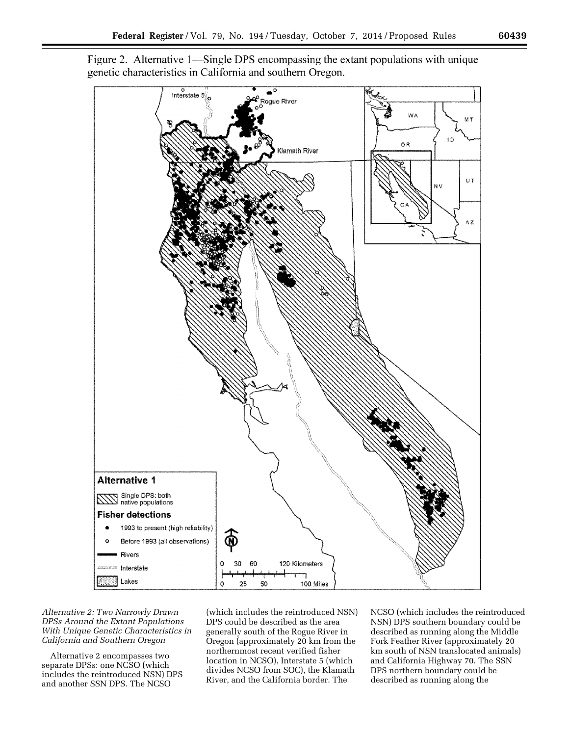Figure 2. Alternative 1—Single DPS encompassing the extant populations with unique genetic characteristics in California and southern Oregon.

*Alternative 2: Two Narrowly Drawn DPSs Around the Extant Populations With Unique Genetic Characteristics in California and Southern Oregon*

Alternative 2 encompasses two separate DPSs: one NCSO (which includes the reintroduced NSN) DPS and another SSN DPS. The NCSO (which includes the reintroduced NSN) DPS could be described as the area generally south of the Rogue River in Oregon (approximately 20 km from the northernmost recent verified fisher location in NCSO), Interstate 5 (which divides NCSO from SOC), the Klamath River, and the California border. The NCSO (which includes the reintroduced NSN) DPS southern boundary could be described as running along the Middle Fork Feather River (approximately 20 km south of NSN translocated animals) and California Highway 70. The SSN DPS northern boundary could be described as running along the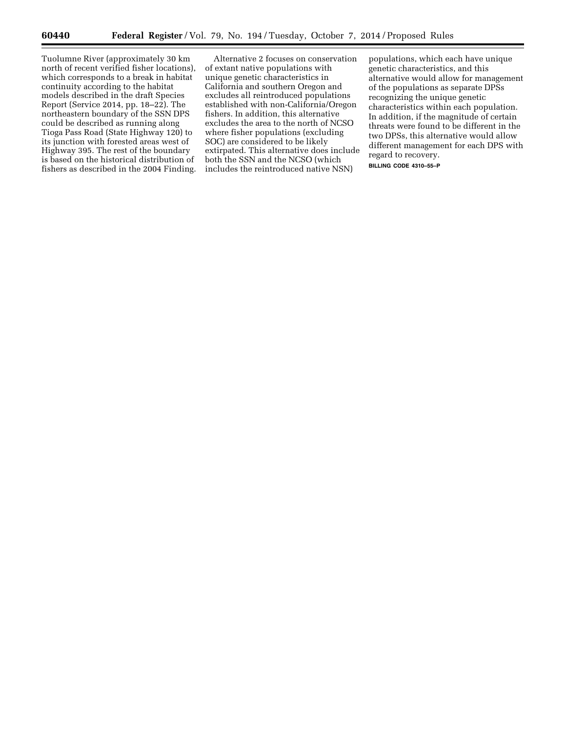Tuolumne River (approximately 30 km north of recent verified fisher locations), which corresponds to a break in habitat continuity according to the habitat models described in the draft Species Report (Service 2014, pp. 18–22). The northeastern boundary of the SSN DPS could be described as running along Tioga Pass Road (State Highway 120) to its junction with forested areas west of Highway 395. The rest of the boundary is based on the historical distribution of fishers as described in the 2004 Finding.

Alternative 2 focuses on conservation of extant native populations with unique genetic characteristics in California and southern Oregon and excludes all reintroduced populations established with non-California/Oregon fishers. In addition, this alternative excludes the area to the north of NCSO where fisher populations (excluding SOC) are considered to be likely extirpated. This alternative does include both the SSN and the NCSO (which includes the reintroduced native NSN) populations, which each have unique genetic characteristics, and this alternative would allow for management of the populations as separate DPSs recognizing the unique genetic characteristics within each population. In addition, if the magnitude of certain threats were found to be different in the two DPSs, this alternative would allow different management for each DPS with regard to recovery.

BILLING CODE 4310–55–P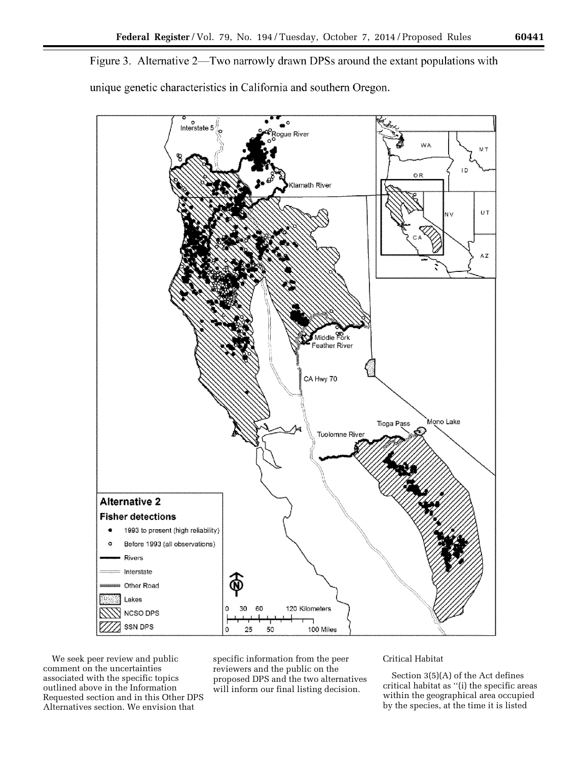Figure 3. Alternative 2—Two narrowly drawn DPSs around the extant populations with unique genetic characteristics in California and southern Oregon.

We seek peer review and public comment on the uncertainties associated with the specific topics outlined above in the Information Requested section and in this Other DPS Alternatives section. We envision that specific information from the peer reviewers and the public on the proposed DPS and the two alternatives will inform our final listing decision.

## Critical Habitat

Section 3(5)(A) of the Act defines critical habitat as "(i) the specific areas within the geographical area occupied by the species, at the time it is listed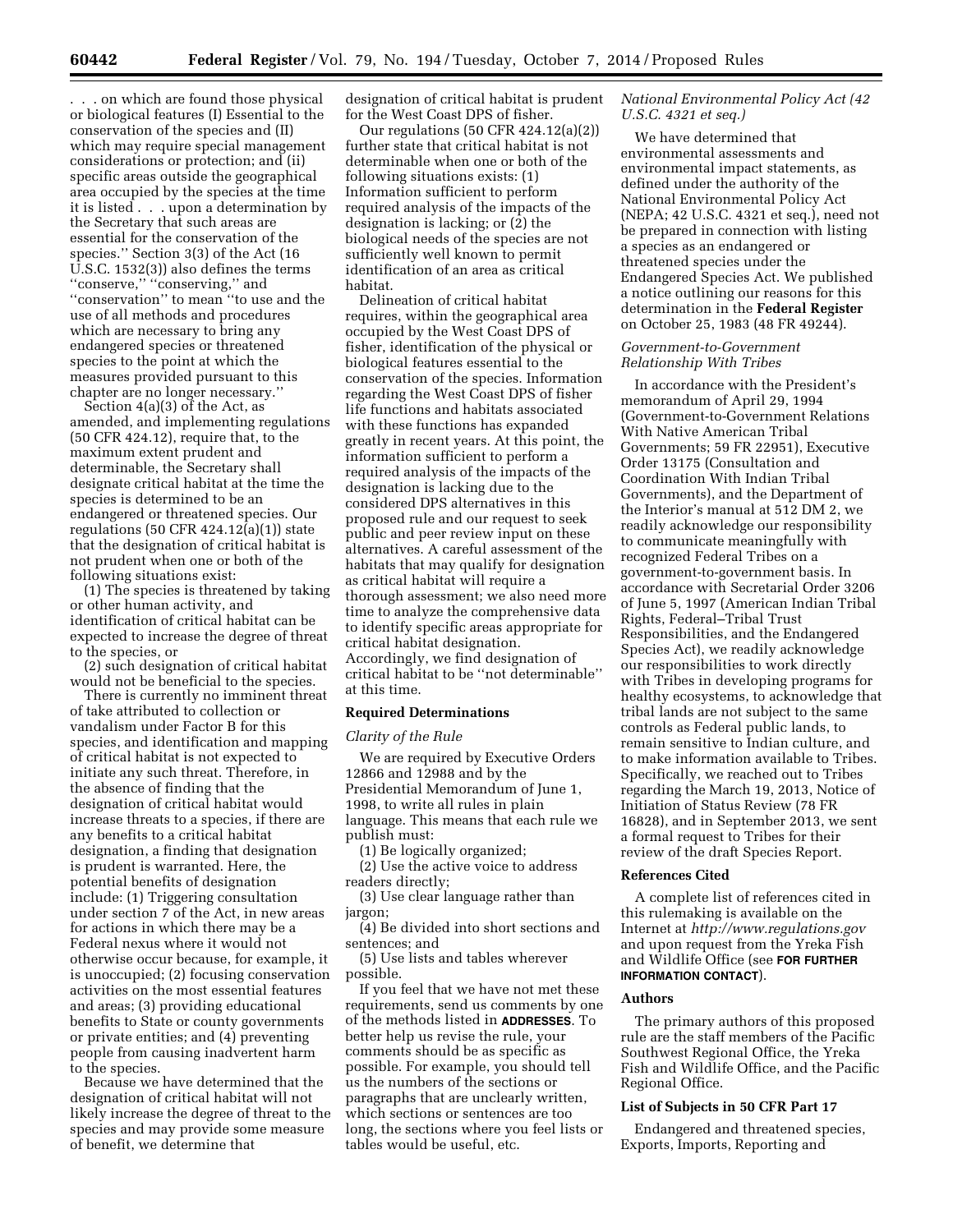. . . on which are found those physical or biological features (I) Essential to the conservation of the species and (II) which may require special management considerations or protection; and (ii) specific areas outside the geographical area occupied by the species at the time it is listed . . . upon a determination by the Secretary that such areas are essential for the conservation of the species.'' Section 3(3) of the Act (16 U.S.C. 1532(3)) also defines the terms ''conserve,'' ''conserving,'' and ''conservation'' to mean ''to use and the use of all methods and procedures which are necessary to bring any endangered species or threatened species to the point at which the measures provided pursuant to this chapter are no longer necessary.''

Section 4(a)(3) of the Act, as amended, and implementing regulations (50 CFR 424.12), require that, to the maximum extent prudent and determinable, the Secretary shall designate critical habitat at the time the species is determined to be an endangered or threatened species. Our regulations (50 CFR 424.12(a)(1)) state that the designation of critical habitat is not prudent when one or both of the following situations exist:

(1) The species is threatened by taking or other human activity, and identification of critical habitat can be expected to increase the degree of threat to the species, or

(2) such designation of critical habitat would not be beneficial to the species.

There is currently no imminent threat of take attributed to collection or vandalism under Factor B for this species, and identification and mapping of critical habitat is not expected to initiate any such threat. Therefore, in the absence of finding that the designation of critical habitat would increase threats to a species, if there are any benefits to a critical habitat designation, a finding that designation is prudent is warranted. Here, the potential benefits of designation include: (1) Triggering consultation under section 7 of the Act, in new areas for actions in which there may be a Federal nexus where it would not otherwise occur because, for example, it is unoccupied; (2) focusing conservation activities on the most essential features and areas; (3) providing educational benefits to State or county governments or private entities; and (4) preventing people from causing inadvertent harm to the species.

Because we have determined that the designation of critical habitat will not likely increase the degree of threat to the species and may provide some measure of benefit, we determine that designation of critical habitat is prudent for the West Coast DPS of fisher.

Our regulations (50 CFR 424.12(a)(2)) further state that critical habitat is not determinable when one or both of the following situations exists: (1) Information sufficient to perform required analysis of the impacts of the designation is lacking; or (2) the biological needs of the species are not sufficiently well known to permit identification of an area as critical habitat.

Delineation of critical habitat requires, within the geographical area occupied by the West Coast DPS of fisher, identification of the physical or biological features essential to the conservation of the species. Information regarding the West Coast DPS of fisher life functions and habitats associated with these functions has expanded greatly in recent years. At this point, the information sufficient to perform a required analysis of the impacts of the designation is lacking due to the considered DPS alternatives in this proposed rule and our request to seek public and peer review input on these alternatives. A careful assessment of the habitats that may qualify for designation as critical habitat will require a thorough assessment; we also need more time to analyze the comprehensive data to identify specific areas appropriate for critical habitat designation. Accordingly, we find designation of critical habitat to be ''not determinable'' at this time.

## Required Determinations

### *Clarity of the Rule*

We are required by Executive Orders 12866 and 12988 and by the Presidential Memorandum of June 1, 1998, to write all rules in plain language. This means that each rule we publish must:

(1) Be logically organized;

(2) Use the active voice to address readers directly;

(3) Use clear language rather than jargon;

(4) Be divided into short sections and sentences; and

(5) Use lists and tables wherever possible.

If you feel that we have not met these requirements, send us comments by one of the methods listed in **ADDRESSES**. To better help us revise the rule, your comments should be as specific as possible. For example, you should tell us the numbers of the sections or paragraphs that are unclearly written, which sections or sentences are too long, the sections where you feel lists or tables would be useful, etc.

### *National Environmental Policy Act (42 U.S.C. 4321 et seq.)*

We have determined that environmental assessments and environmental impact statements, as defined under the authority of the National Environmental Policy Act (NEPA; 42 U.S.C. 4321 et seq.), need not be prepared in connection with listing a species as an endangered or threatened species under the Endangered Species Act. We published a notice outlining our reasons for this determination in the **Federal Register** on October 25, 1983 (48 FR 49244).

### *Government-to-Government Relationship With Tribes*

In accordance with the President's memorandum of April 29, 1994 (Government-to-Government Relations With Native American Tribal Governments; 59 FR 22951), Executive Order 13175 (Consultation and Coordination With Indian Tribal Governments), and the Department of the Interior's manual at 512 DM 2, we readily acknowledge our responsibility to communicate meaningfully with recognized Federal Tribes on a government-to-government basis. In accordance with Secretarial Order 3206 of June 5, 1997 (American Indian Tribal Rights, Federal–Tribal Trust Responsibilities, and the Endangered Species Act), we readily acknowledge our responsibilities to work directly with Tribes in developing programs for healthy ecosystems, to acknowledge that tribal lands are not subject to the same controls as Federal public lands, to remain sensitive to Indian culture, and to make information available to Tribes. Specifically, we reached out to Tribes regarding the March 19, 2013, Notice of Initiation of Status Review (78 FR 16828), and in September 2013, we sent a formal request to Tribes for their review of the draft Species Report.

## References Cited

A complete list of references cited in this rulemaking is available on the Internet at *http://www.regulations.gov* and upon request from the Yreka Fish and Wildlife Office (see **FOR FURTHER INFORMATION CONTACT**).

## Authors

The primary authors of this proposed rule are the staff members of the Pacific Southwest Regional Office, the Yreka Fish and Wildlife Office, and the Pacific Regional Office.

## List of Subjects in 50 CFR Part 17

Endangered and threatened species, Exports, Imports, Reporting and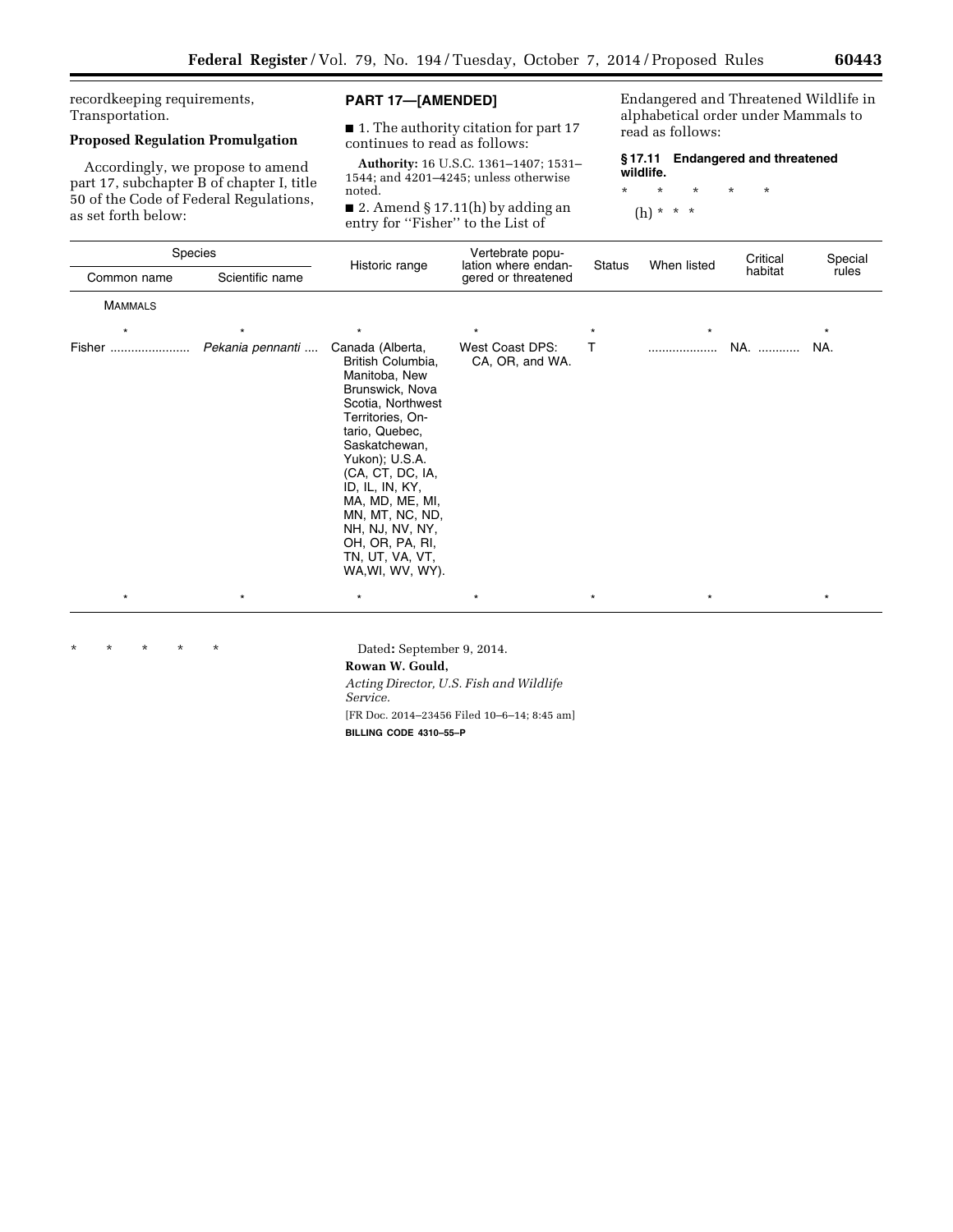recordkeeping requirements, Transportation.

**Proposed Regulation Promulgation**

Accordingly, we propose to amend part 17, subchapter B of chapter I, title 50 of the Code of Federal Regulations, as set forth below:

**PART 17—[AMENDED]**

■ 1. The authority citation for part 17 continues to read as follows:

**Authority:** 16 U.S.C. 1361–1407; 1531–1544; and 4201–4245; unless otherwise noted.

■ 2. Amend § 17.11(h) by adding an entry for ''Fisher'' to the List of Endangered and Threatened Wildlife in alphabetical order under Mammals to read as follows:

**§ 17.11 Endangered and threatened wildlife.**

\* \* \* \* \*

(h) \* \* \*

| Species | | Historic range | Vertebrate population where endangered or threatened | Status | When listed | Critical habitat | Special rules |
|---|---|---|---|---|---|---|---|
| Common name | Scientific name | | | | | | |
| MAMMALS | | | | | | | |
| * | * | * | * | * | * | | * |
| Fisher | *Pekania pennanti* | Canada (Alberta, British Columbia, Manitoba, New Brunswick, Nova Scotia, Northwest Territories, Ontario, Quebec, Saskatchewan, Yukon); U.S.A. (CA, CT, DC, IA, ID, IL, IN, KY, MA, MD, ME, MI, MN, MT, NC, ND, NH, NJ, NV, NY, OH, OR, PA, RI, TN, UT, VA, VT, WA,WI, WV, WY). | West Coast DPS: CA, OR, and WA. | T | | NA. | NA. |
| * | * | * | * | * | * | | * |

\* \* \* \* \*

Dated: September 9, 2014.

**Rowan W. Gould,**

*Acting Director, U.S. Fish and Wildlife Service.*

[FR Doc. 2014–23456 Filed 10–6–14; 8:45 am]

**BILLING CODE 4310–55–P**